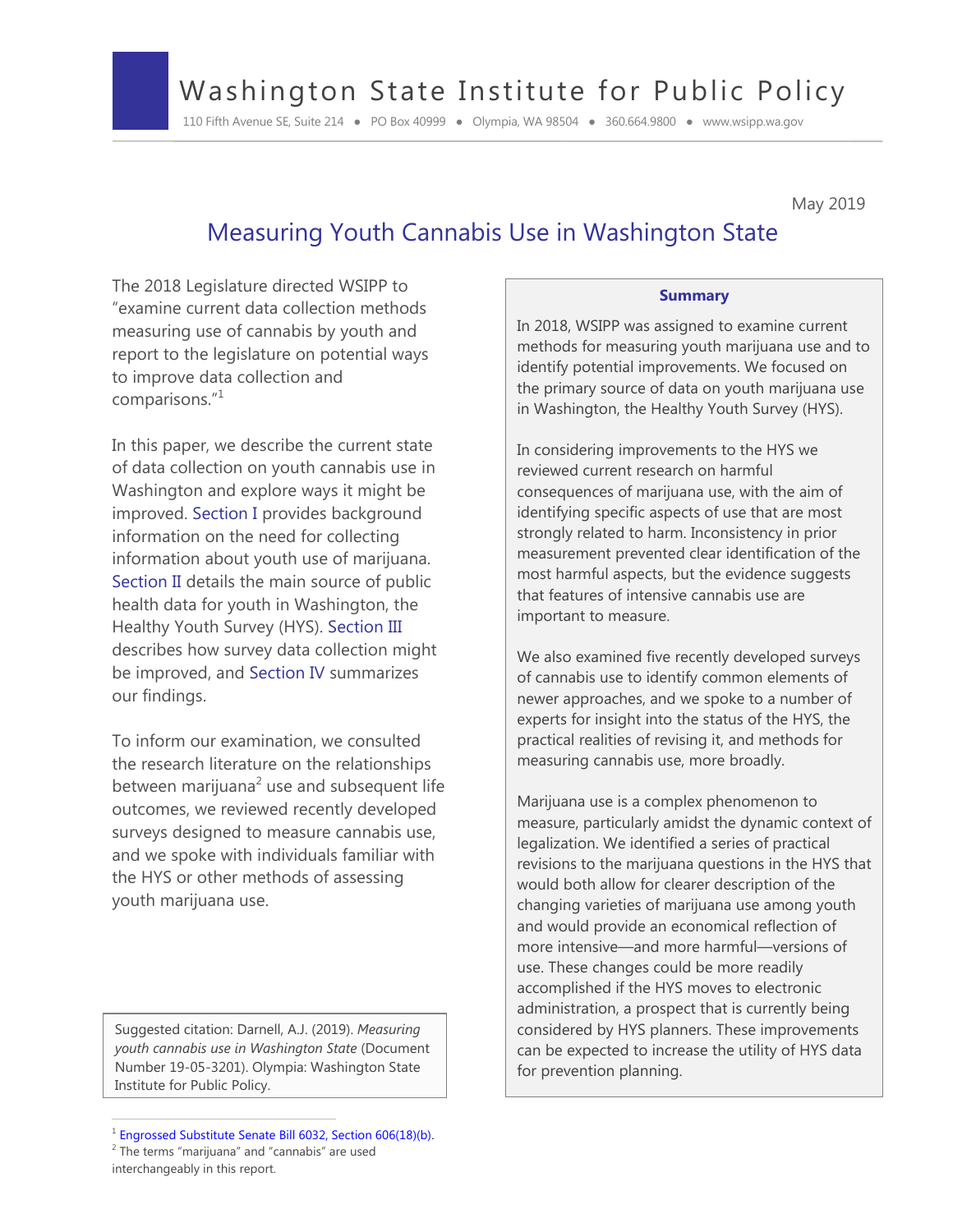# Washington State Institute for Public Policy

110 Fifth Avenue SE, Suite 214 ● PO Box 40999 ● Olympia, WA 98504 ● 360.664.9800 ● www.wsipp.wa.gov

May 2019

## Measuring Youth Cannabis Use in Washington State

The 2018 Legislature directed WSIPP to "examine current data collection methods measuring use of cannabis by youth and report to the legislature on potential ways to improve data collection and comparisons."[1]

In this paper, we describe the current state of data collection on youth cannabis use in Washington and explore ways it might be improved. Section I provides background information on the need for collecting information about youth use of marijuana. Section II details the main source of public health data for youth in Washington, the Healthy Youth Survey (HYS). Section III describes how survey data collection might be improved, and Section IV summarizes our findings.

To inform our examination, we consulted the research literature on the relationships between marijuana[2] use and subsequent life outcomes, we reviewed recently developed surveys designed to measure cannabis use, and we spoke with individuals familiar with the HYS or other methods of assessing youth marijuana use.

Suggested citation: Darnell, A.J. (2019). *Measuring youth cannabis use in Washington State* (Document Number 19-05-3201). Olympia: Washington State Institute for Public Policy.

### Summary

In 2018, WSIPP was assigned to examine current methods for measuring youth marijuana use and to identify potential improvements. We focused on the primary source of data on youth marijuana use in Washington, the Healthy Youth Survey (HYS).

In considering improvements to the HYS we reviewed current research on harmful consequences of marijuana use, with the aim of identifying specific aspects of use that are most strongly related to harm. Inconsistency in prior measurement prevented clear identification of the most harmful aspects, but the evidence suggests that features of intensive cannabis use are important to measure.

We also examined five recently developed surveys of cannabis use to identify common elements of newer approaches, and we spoke to a number of experts for insight into the status of the HYS, the practical realities of revising it, and methods for measuring cannabis use, more broadly.

Marijuana use is a complex phenomenon to measure, particularly amidst the dynamic context of legalization. We identified a series of practical revisions to the marijuana questions in the HYS that would both allow for clearer description of the changing varieties of marijuana use among youth and would provide an economical reflection of more intensive—and more harmful—versions of use. These changes could be more readily accomplished if the HYS moves to electronic administration, a prospect that is currently being considered by HYS planners. These improvements can be expected to increase the utility of HYS data for prevention planning.

---

[1] Engrossed Substitute Senate Bill 6032, Section 606(18)(b).

[2] The terms "marijuana" and "cannabis" are used interchangeably in this report.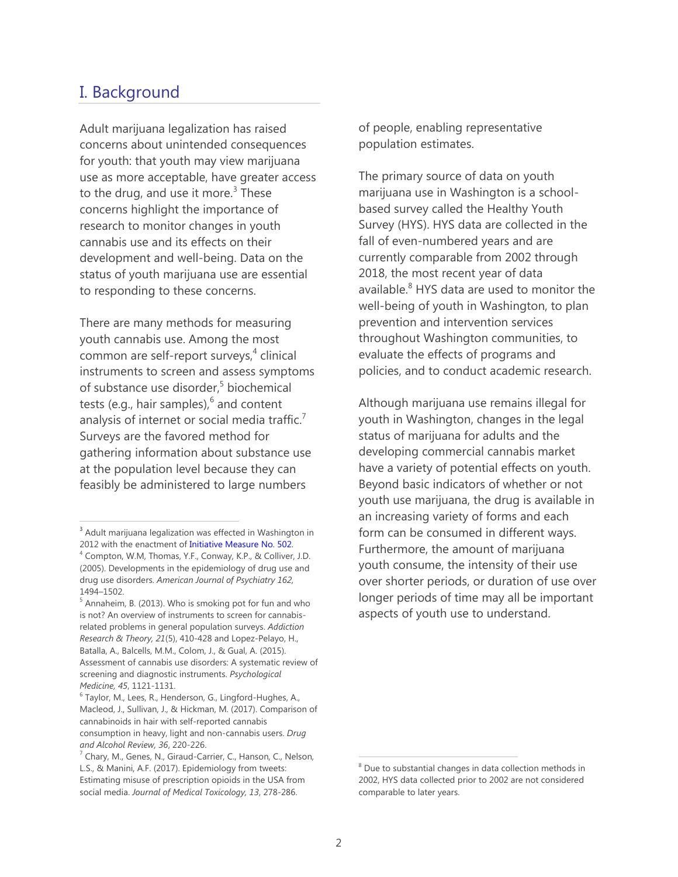## I. Background

Adult marijuana legalization has raised concerns about unintended consequences for youth: that youth may view marijuana use as more acceptable, have greater access to the drug, and use it more.[3] These concerns highlight the importance of research to monitor changes in youth cannabis use and its effects on their development and well-being. Data on the status of youth marijuana use are essential to responding to these concerns.

There are many methods for measuring youth cannabis use. Among the most common are self-report surveys,[4] clinical instruments to screen and assess symptoms of substance use disorder,[5] biochemical tests (e.g., hair samples),[6] and content analysis of internet or social media traffic.[7] Surveys are the favored method for gathering information about substance use at the population level because they can feasibly be administered to large numbers of people, enabling representative population estimates.

The primary source of data on youth marijuana use in Washington is a school-based survey called the Healthy Youth Survey (HYS). HYS data are collected in the fall of even-numbered years and are currently comparable from 2002 through 2018, the most recent year of data available.[8] HYS data are used to monitor the well-being of youth in Washington, to plan prevention and intervention services throughout Washington communities, to evaluate the effects of programs and policies, and to conduct academic research.

Although marijuana use remains illegal for youth in Washington, changes in the legal status of marijuana for adults and the developing commercial cannabis market have a variety of potential effects on youth. Beyond basic indicators of whether or not youth use marijuana, the drug is available in an increasing variety of forms and each form can be consumed in different ways. Furthermore, the amount of marijuana youth consume, the intensity of their use over shorter periods, or duration of use over longer periods of time may all be important aspects of youth use to understand.

---

[3] Adult marijuana legalization was effected in Washington in 2012 with the enactment of Initiative Measure No. 502.

[4] Compton, W.M, Thomas, Y.F., Conway, K.P., & Colliver, J.D. (2005). Developments in the epidemiology of drug use and drug use disorders. *American Journal of Psychiatry 162,* 1494–1502.

[5] Annaheim, B. (2013). Who is smoking pot for fun and who is not? An overview of instruments to screen for cannabis-related problems in general population surveys. *Addiction Research & Theory, 21*(5), 410-428 and Lopez-Pelayo, H., Batalla, A., Balcells, M.M., Colom, J., & Gual, A. (2015). Assessment of cannabis use disorders: A systematic review of screening and diagnostic instruments. *Psychological Medicine, 45*, 1121-1131.

[6] Taylor, M., Lees, R., Henderson, G., Lingford-Hughes, A., Macleod, J., Sullivan, J., & Hickman, M. (2017). Comparison of cannabinoids in hair with self-reported cannabis consumption in heavy, light and non-cannabis users. *Drug and Alcohol Review, 36*, 220-226.

[7] Chary, M., Genes, N., Giraud-Carrier, C., Hanson, C., Nelson, L.S., & Manini, A.F. (2017). Epidemiology from tweets: Estimating misuse of prescription opioids in the USA from social media. *Journal of Medical Toxicology, 13*, 278-286.

[8] Due to substantial changes in data collection methods in 2002, HYS data collected prior to 2002 are not considered comparable to later years.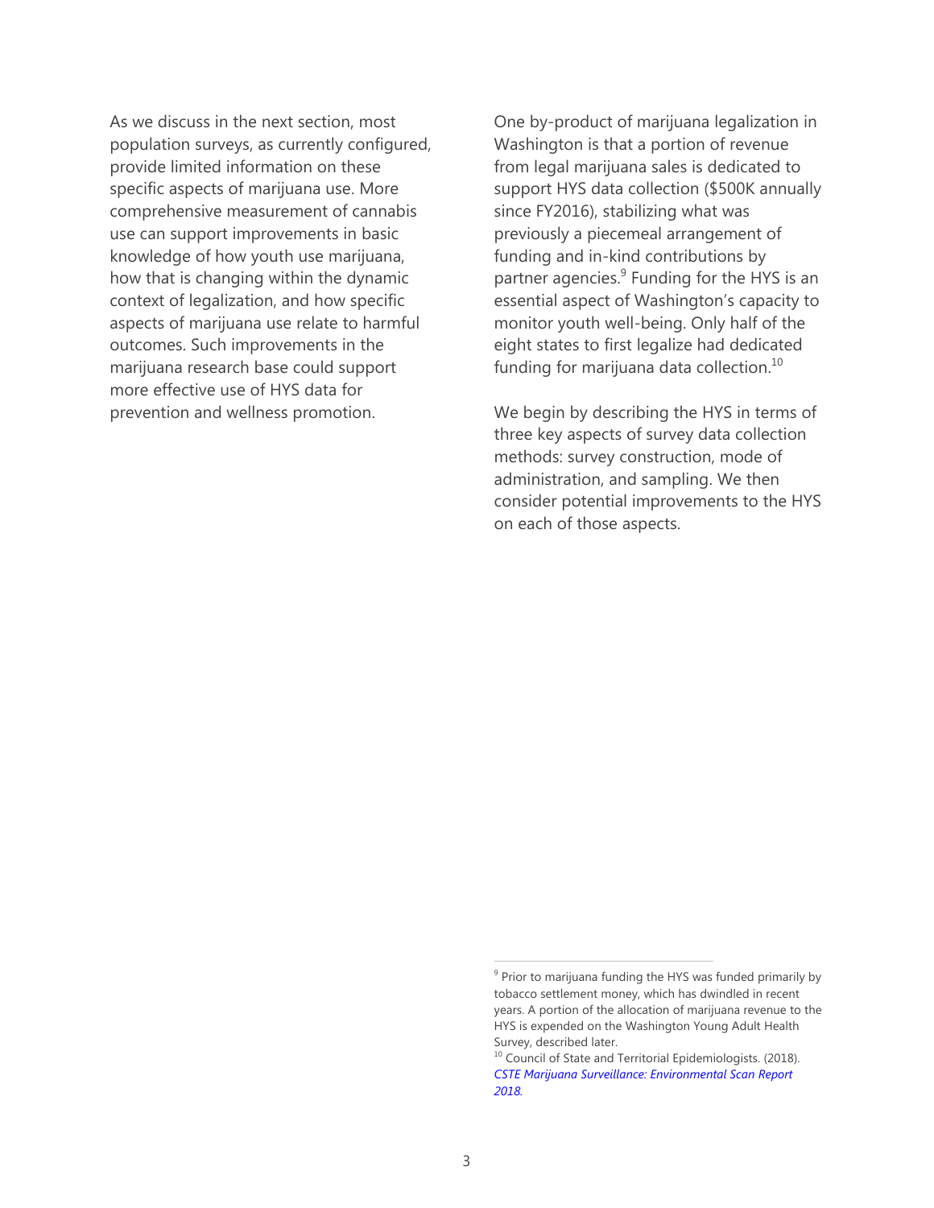As we discuss in the next section, most population surveys, as currently configured, provide limited information on these specific aspects of marijuana use. More comprehensive measurement of cannabis use can support improvements in basic knowledge of how youth use marijuana, how that is changing within the dynamic context of legalization, and how specific aspects of marijuana use relate to harmful outcomes. Such improvements in the marijuana research base could support more effective use of HYS data for prevention and wellness promotion.

One by-product of marijuana legalization in Washington is that a portion of revenue from legal marijuana sales is dedicated to support HYS data collection ($500K annually since FY2016), stabilizing what was previously a piecemeal arrangement of funding and in-kind contributions by partner agencies.[9] Funding for the HYS is an essential aspect of Washington's capacity to monitor youth well-being. Only half of the eight states to first legalize had dedicated funding for marijuana data collection.[10]

We begin by describing the HYS in terms of three key aspects of survey data collection methods: survey construction, mode of administration, and sampling. We then consider potential improvements to the HYS on each of those aspects.

---

[9] Prior to marijuana funding the HYS was funded primarily by tobacco settlement money, which has dwindled in recent years. A portion of the allocation of marijuana revenue to the HYS is expended on the Washington Young Adult Health Survey, described later.

[10] Council of State and Territorial Epidemiologists. (2018). *CSTE Marijuana Surveillance: Environmental Scan Report 2018*.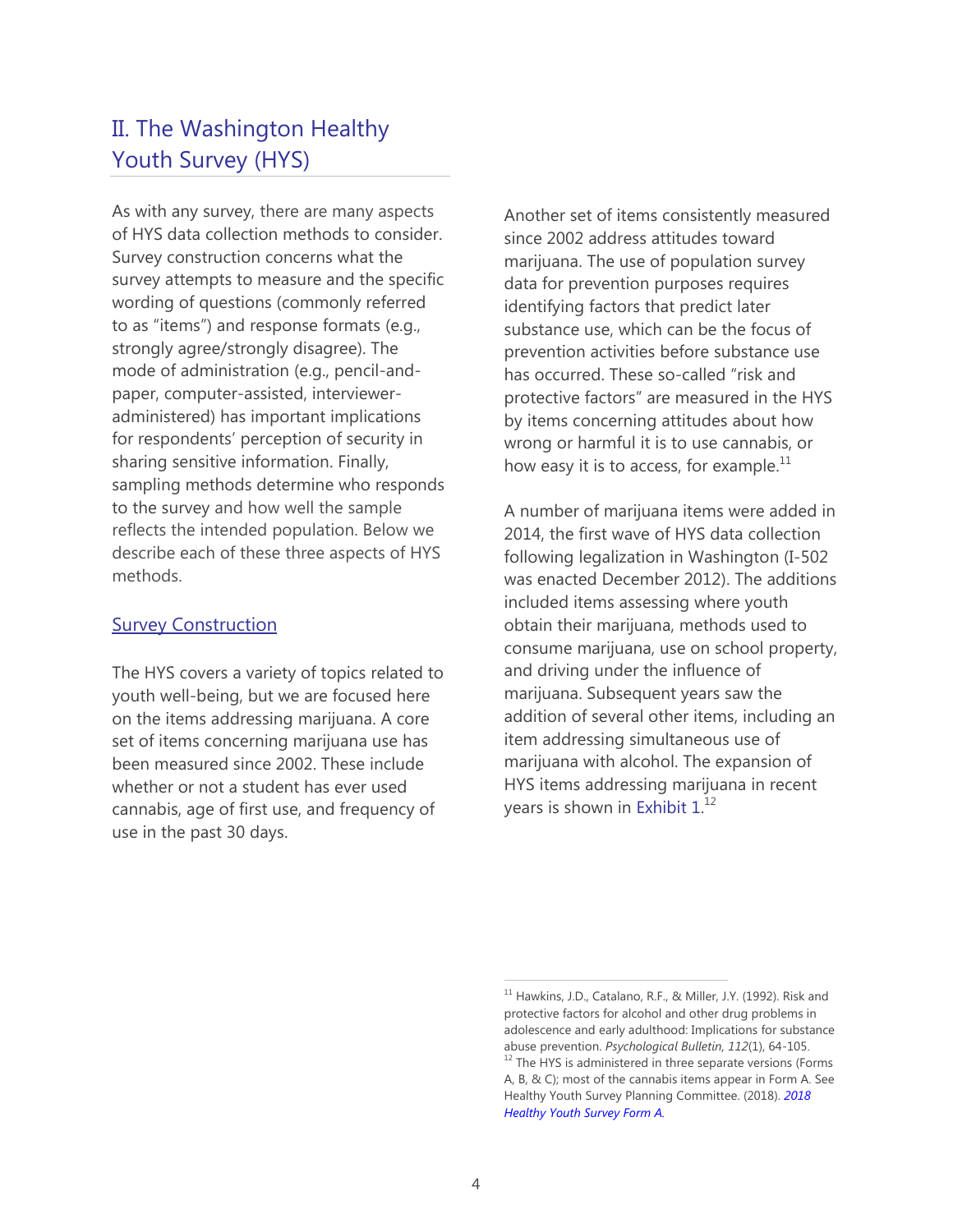## II. The Washington Healthy Youth Survey (HYS)

As with any survey, there are many aspects of HYS data collection methods to consider. Survey construction concerns what the survey attempts to measure and the specific wording of questions (commonly referred to as "items") and response formats (e.g., strongly agree/strongly disagree). The mode of administration (e.g., pencil-and-paper, computer-assisted, interviewer-administered) has important implications for respondents' perception of security in sharing sensitive information. Finally, sampling methods determine who responds to the survey and how well the sample reflects the intended population. Below we describe each of these three aspects of HYS methods.

### Survey Construction

The HYS covers a variety of topics related to youth well-being, but we are focused here on the items addressing marijuana. A core set of items concerning marijuana use has been measured since 2002. These include whether or not a student has ever used cannabis, age of first use, and frequency of use in the past 30 days.

Another set of items consistently measured since 2002 address attitudes toward marijuana. The use of population survey data for prevention purposes requires identifying factors that predict later substance use, which can be the focus of prevention activities before substance use has occurred. These so-called "risk and protective factors" are measured in the HYS by items concerning attitudes about how wrong or harmful it is to use cannabis, or how easy it is to access, for example.[11]

A number of marijuana items were added in 2014, the first wave of HYS data collection following legalization in Washington (I-502 was enacted December 2012). The additions included items assessing where youth obtain their marijuana, methods used to consume marijuana, use on school property, and driving under the influence of marijuana. Subsequent years saw the addition of several other items, including an item addressing simultaneous use of marijuana with alcohol. The expansion of HYS items addressing marijuana in recent years is shown in Exhibit 1.[12]

---

[11] Hawkins, J.D., Catalano, R.F., & Miller, J.Y. (1992). Risk and protective factors for alcohol and other drug problems in adolescence and early adulthood: Implications for substance abuse prevention. *Psychological Bulletin, 112*(1), 64-105.

[12] The HYS is administered in three separate versions (Forms A, B, & C); most of the cannabis items appear in Form A. See Healthy Youth Survey Planning Committee. (2018). *2018 Healthy Youth Survey Form A.*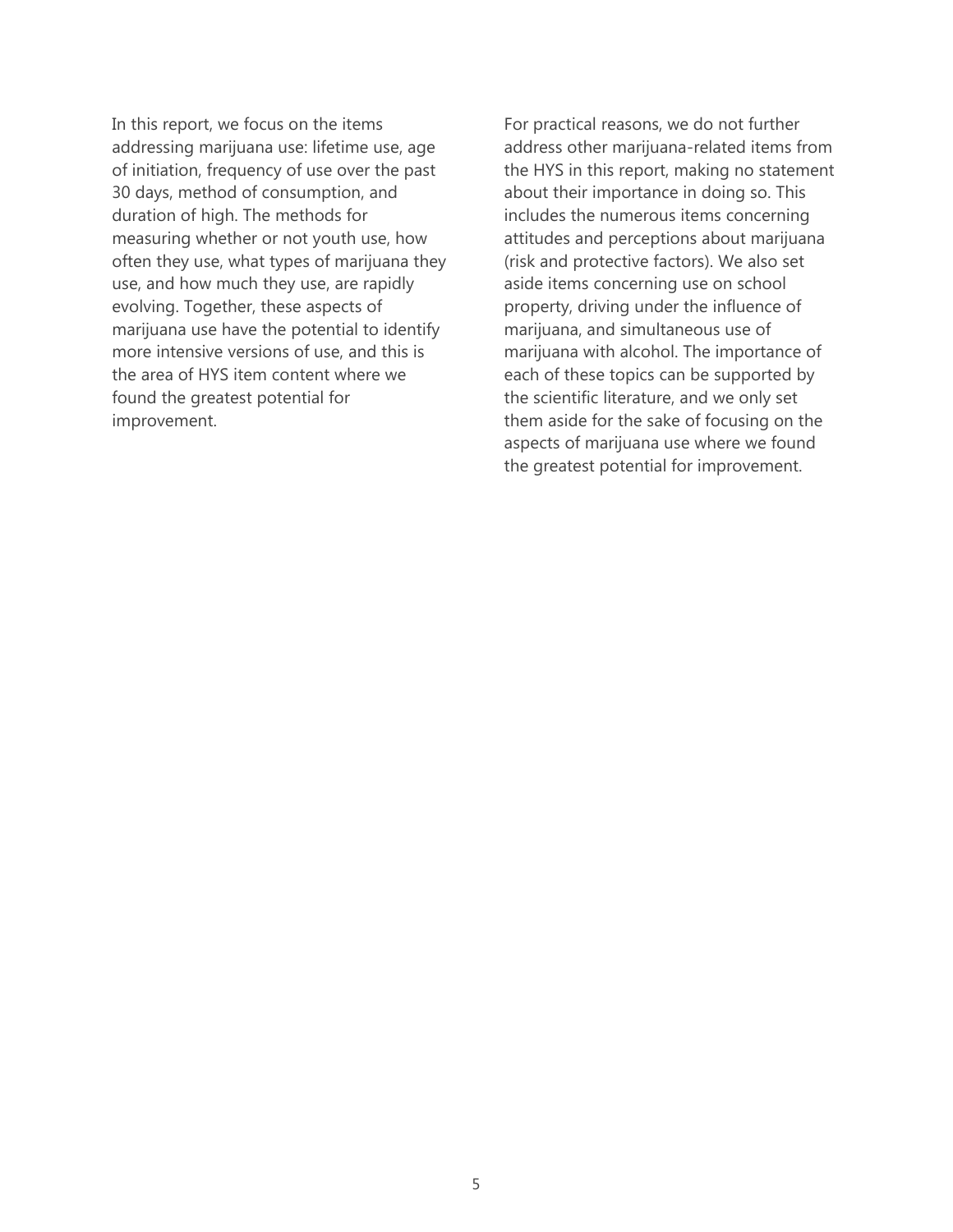In this report, we focus on the items addressing marijuana use: lifetime use, age of initiation, frequency of use over the past 30 days, method of consumption, and duration of high. The methods for measuring whether or not youth use, how often they use, what types of marijuana they use, and how much they use, are rapidly evolving. Together, these aspects of marijuana use have the potential to identify more intensive versions of use, and this is the area of HYS item content where we found the greatest potential for improvement.

For practical reasons, we do not further address other marijuana-related items from the HYS in this report, making no statement about their importance in doing so. This includes the numerous items concerning attitudes and perceptions about marijuana (risk and protective factors). We also set aside items concerning use on school property, driving under the influence of marijuana, and simultaneous use of marijuana with alcohol. The importance of each of these topics can be supported by the scientific literature, and we only set them aside for the sake of focusing on the aspects of marijuana use where we found the greatest potential for improvement.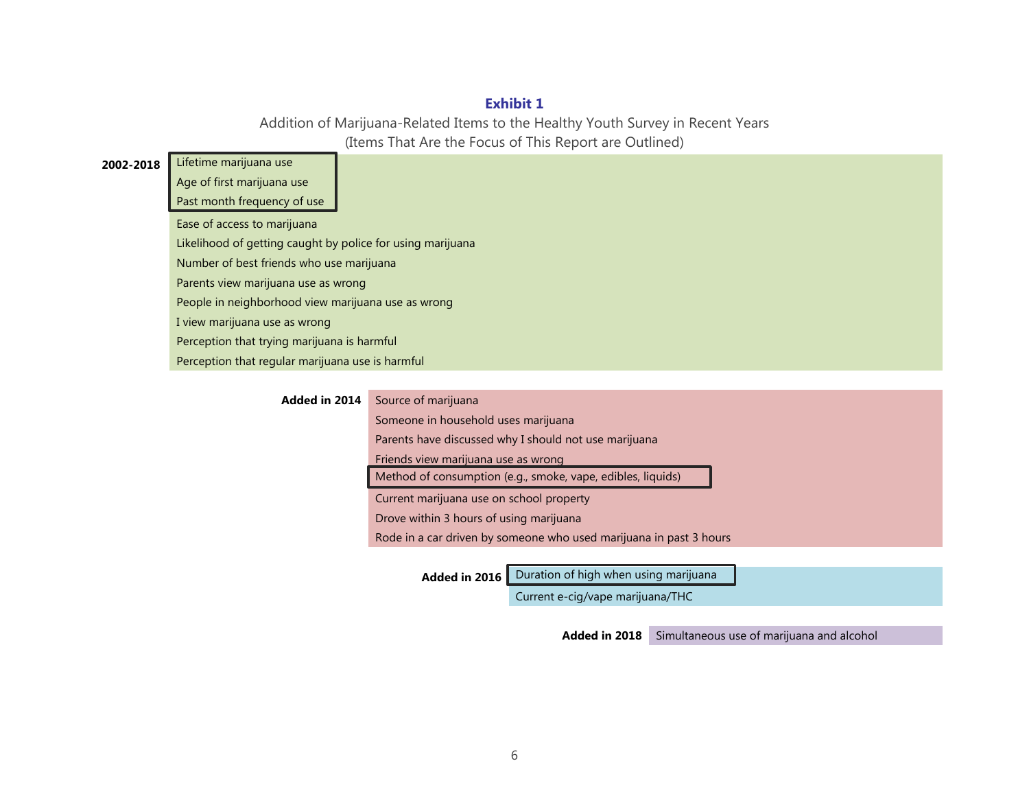**Exhibit 1**

Addition of Marijuana-Related Items to the Healthy Youth Survey in Recent Years
(Items That Are the Focus of This Report are Outlined)

**2002-2018**

- **Lifetime marijuana use**
- **Age of first marijuana use**
- **Past month frequency of use**
- Ease of access to marijuana
- Likelihood of getting caught by police for using marijuana
- Number of best friends who use marijuana
- Parents view marijuana use as wrong
- People in neighborhood view marijuana use as wrong
- I view marijuana use as wrong
- Perception that trying marijuana is harmful
- Perception that regular marijuana use is harmful

**Added in 2014**

- Source of marijuana
- Someone in household uses marijuana
- Parents have discussed why I should not use marijuana
- Friends view marijuana use as wrong
- **Method of consumption (e.g., smoke, vape, edibles, liquids)**
- Current marijuana use on school property
- Drove within 3 hours of using marijuana
- Rode in a car driven by someone who used marijuana in past 3 hours

**Added in 2016**

- **Duration of high when using marijuana**
- Current e-cig/vape marijuana/THC

**Added in 2018**

- Simultaneous use of marijuana and alcohol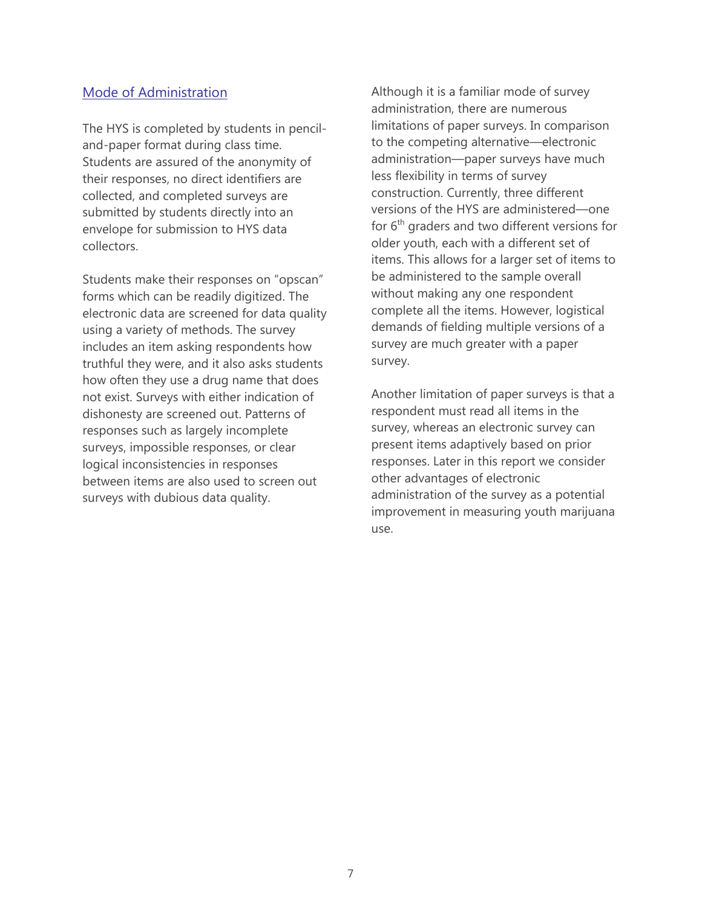## Mode of Administration

The HYS is completed by students in pencil-and-paper format during class time. Students are assured of the anonymity of their responses, no direct identifiers are collected, and completed surveys are submitted by students directly into an envelope for submission to HYS data collectors.

Students make their responses on "opscan" forms which can be readily digitized. The electronic data are screened for data quality using a variety of methods. The survey includes an item asking respondents how truthful they were, and it also asks students how often they use a drug name that does not exist. Surveys with either indication of dishonesty are screened out. Patterns of responses such as largely incomplete surveys, impossible responses, or clear logical inconsistencies in responses between items are also used to screen out surveys with dubious data quality.

Although it is a familiar mode of survey administration, there are numerous limitations of paper surveys. In comparison to the competing alternative—electronic administration—paper surveys have much less flexibility in terms of survey construction. Currently, three different versions of the HYS are administered—one for 6th graders and two different versions for older youth, each with a different set of items. This allows for a larger set of items to be administered to the sample overall without making any one respondent complete all the items. However, logistical demands of fielding multiple versions of a survey are much greater with a paper survey.

Another limitation of paper surveys is that a respondent must read all items in the survey, whereas an electronic survey can present items adaptively based on prior responses. Later in this report we consider other advantages of electronic administration of the survey as a potential improvement in measuring youth marijuana use.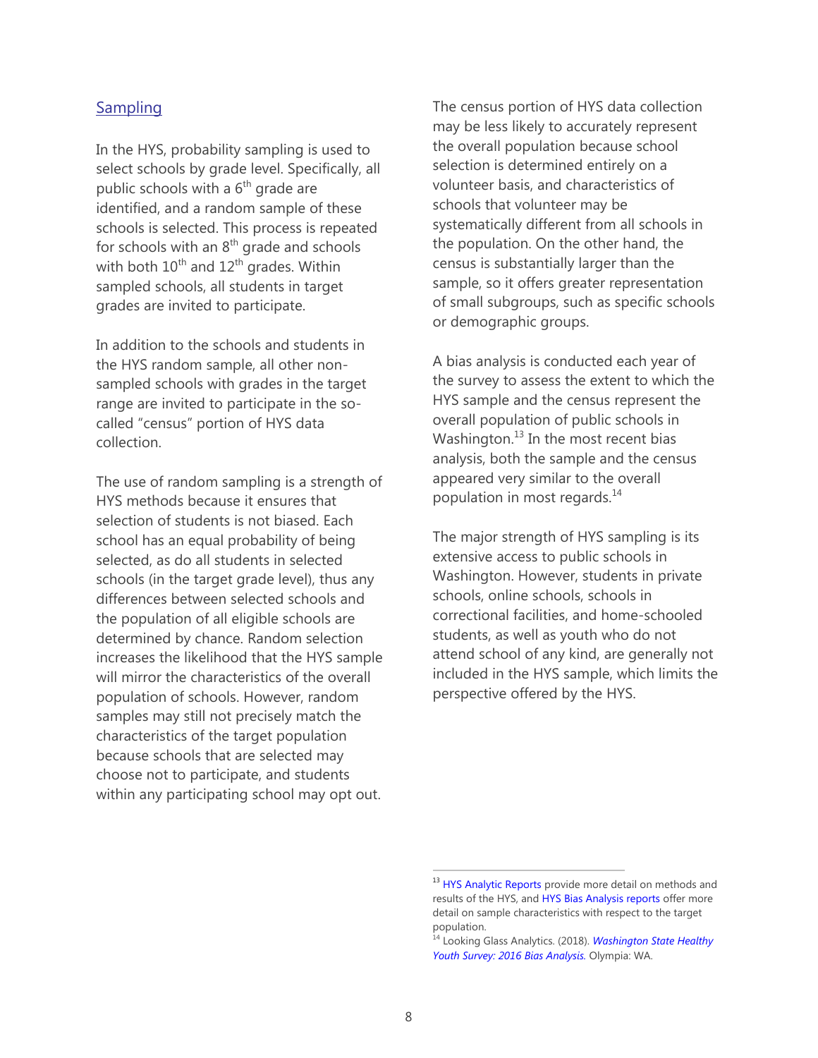## Sampling

In the HYS, probability sampling is used to select schools by grade level. Specifically, all public schools with a $6^{th}$ grade are identified, and a random sample of these schools is selected. This process is repeated for schools with an $8^{th}$ grade and schools with both $10^{th}$ and $12^{th}$ grades. Within sampled schools, all students in target grades are invited to participate.

In addition to the schools and students in the HYS random sample, all other non-sampled schools with grades in the target range are invited to participate in the so-called "census" portion of HYS data collection.

The use of random sampling is a strength of HYS methods because it ensures that selection of students is not biased. Each school has an equal probability of being selected, as do all students in selected schools (in the target grade level), thus any differences between selected schools and the population of all eligible schools are determined by chance. Random selection increases the likelihood that the HYS sample will mirror the characteristics of the overall population of schools. However, random samples may still not precisely match the characteristics of the target population because schools that are selected may choose not to participate, and students within any participating school may opt out.

The census portion of HYS data collection may be less likely to accurately represent the overall population because school selection is determined entirely on a volunteer basis, and characteristics of schools that volunteer may be systematically different from all schools in the population. On the other hand, the census is substantially larger than the sample, so it offers greater representation of small subgroups, such as specific schools or demographic groups.

A bias analysis is conducted each year of the survey to assess the extent to which the HYS sample and the census represent the overall population of public schools in Washington.[13] In the most recent bias analysis, both the sample and the census appeared very similar to the overall population in most regards.[14]

The major strength of HYS sampling is its extensive access to public schools in Washington. However, students in private schools, online schools, schools in correctional facilities, and home-schooled students, as well as youth who do not attend school of any kind, are generally not included in the HYS sample, which limits the perspective offered by the HYS.

---

[13] HYS Analytic Reports provide more detail on methods and results of the HYS, and HYS Bias Analysis reports offer more detail on sample characteristics with respect to the target population.

[14] Looking Glass Analytics. (2018). *Washington State Healthy Youth Survey: 2016 Bias Analysis.* Olympia: WA.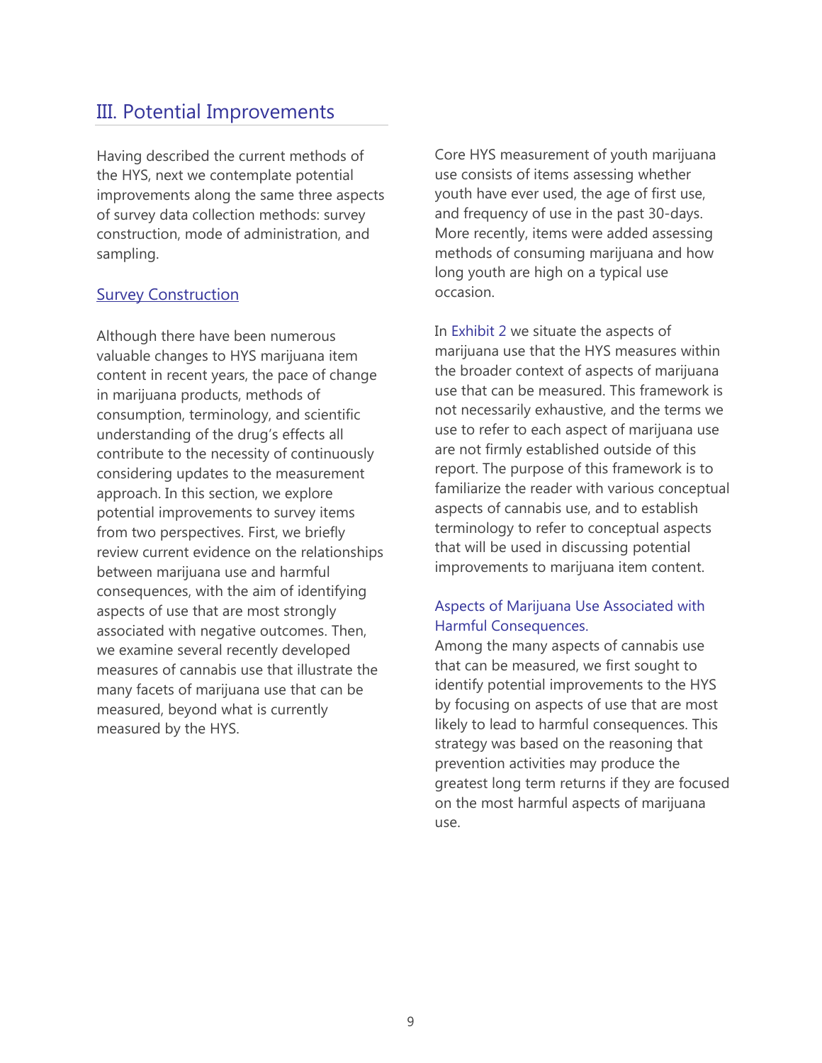# III. Potential Improvements

Having described the current methods of the HYS, next we contemplate potential improvements along the same three aspects of survey data collection methods: survey construction, mode of administration, and sampling.

## Survey Construction

Although there have been numerous valuable changes to HYS marijuana item content in recent years, the pace of change in marijuana products, methods of consumption, terminology, and scientific understanding of the drug's effects all contribute to the necessity of continuously considering updates to the measurement approach. In this section, we explore potential improvements to survey items from two perspectives. First, we briefly review current evidence on the relationships between marijuana use and harmful consequences, with the aim of identifying aspects of use that are most strongly associated with negative outcomes. Then, we examine several recently developed measures of cannabis use that illustrate the many facets of marijuana use that can be measured, beyond what is currently measured by the HYS.

Core HYS measurement of youth marijuana use consists of items assessing whether youth have ever used, the age of first use, and frequency of use in the past 30-days. More recently, items were added assessing methods of consuming marijuana and how long youth are high on a typical use occasion.

In Exhibit 2 we situate the aspects of marijuana use that the HYS measures within the broader context of aspects of marijuana use that can be measured. This framework is not necessarily exhaustive, and the terms we use to refer to each aspect of marijuana use are not firmly established outside of this report. The purpose of this framework is to familiarize the reader with various conceptual aspects of cannabis use, and to establish terminology to refer to conceptual aspects that will be used in discussing potential improvements to marijuana item content.

### Aspects of Marijuana Use Associated with Harmful Consequences.

Among the many aspects of cannabis use that can be measured, we first sought to identify potential improvements to the HYS by focusing on aspects of use that are most likely to lead to harmful consequences. This strategy was based on the reasoning that prevention activities may produce the greatest long term returns if they are focused on the most harmful aspects of marijuana use.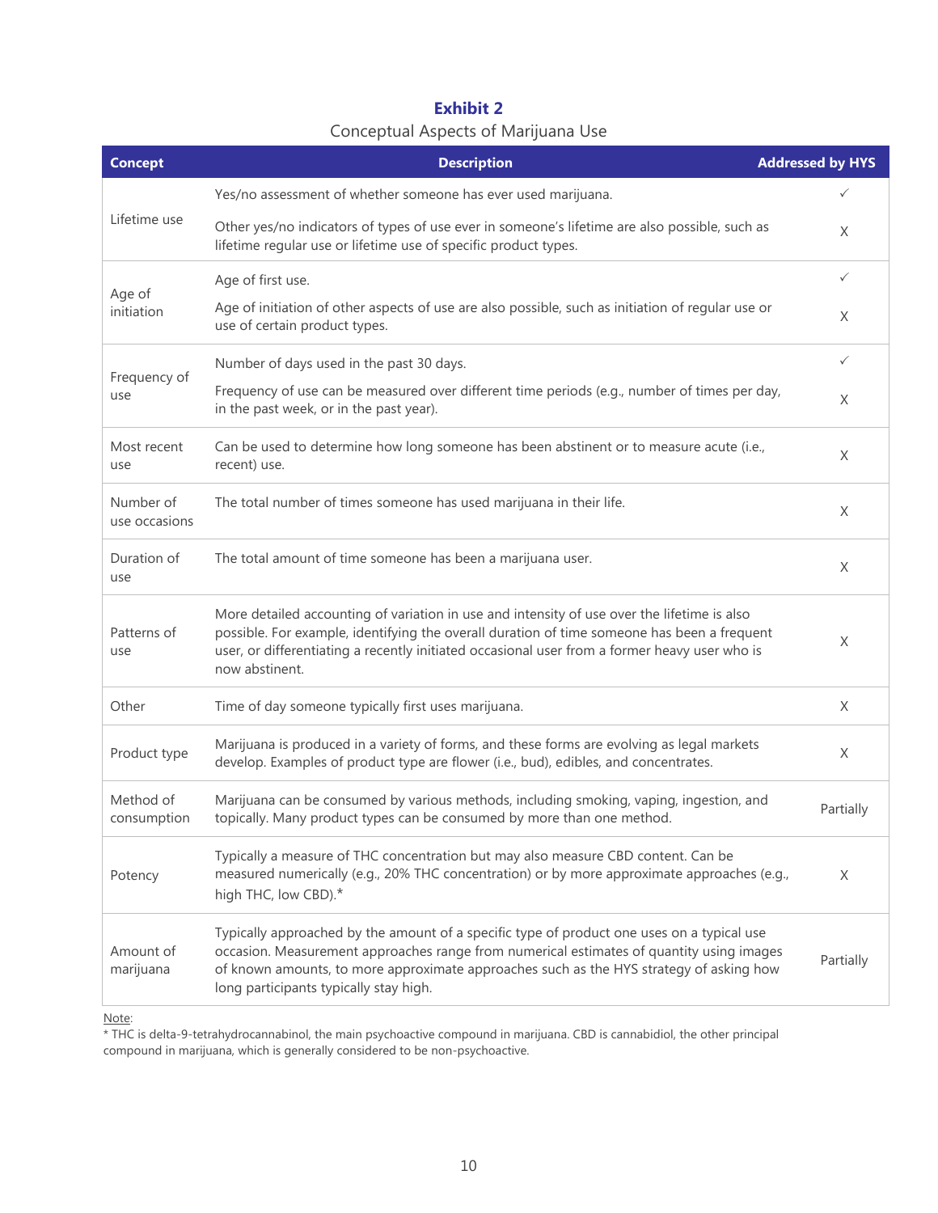**Exhibit 2**

Conceptual Aspects of Marijuana Use

| Concept | Description | Addressed by HYS |
|---|---|---|
| Lifetime use | Yes/no assessment of whether someone has ever used marijuana. | ✓ |
| | Other yes/no indicators of types of use ever in someone's lifetime are also possible, such as lifetime regular use or lifetime use of specific product types. | X |
| Age of initiation | Age of first use. | ✓ |
| | Age of initiation of other aspects of use are also possible, such as initiation of regular use or use of certain product types. | X |
| Frequency of use | Number of days used in the past 30 days. | ✓ |
| | Frequency of use can be measured over different time periods (e.g., number of times per day, in the past week, or in the past year). | X |
| Most recent use | Can be used to determine how long someone has been abstinent or to measure acute (i.e., recent) use. | X |
| Number of use occasions | The total number of times someone has used marijuana in their life. | X |
| Duration of use | The total amount of time someone has been a marijuana user. | X |
| Patterns of use | More detailed accounting of variation in use and intensity of use over the lifetime is also possible. For example, identifying the overall duration of time someone has been a frequent user, or differentiating a recently initiated occasional user from a former heavy user who is now abstinent. | X |
| Other | Time of day someone typically first uses marijuana. | X |
| Product type | Marijuana is produced in a variety of forms, and these forms are evolving as legal markets develop. Examples of product type are flower (i.e., bud), edibles, and concentrates. | X |
| Method of consumption | Marijuana can be consumed by various methods, including smoking, vaping, ingestion, and topically. Many product types can be consumed by more than one method. | Partially |
| Potency | Typically a measure of THC concentration but may also measure CBD content. Can be measured numerically (e.g., 20% THC concentration) or by more approximate approaches (e.g., high THC, low CBD).* | X |
| Amount of marijuana | Typically approached by the amount of a specific type of product one uses on a typical use occasion. Measurement approaches range from numerical estimates of quantity using images of known amounts, to more approximate approaches such as the HYS strategy of asking how long participants typically stay high. | Partially |

Note:

* THC is delta-9-tetrahydrocannabinol, the main psychoactive compound in marijuana. CBD is cannabidiol, the other principal compound in marijuana, which is generally considered to be non-psychoactive.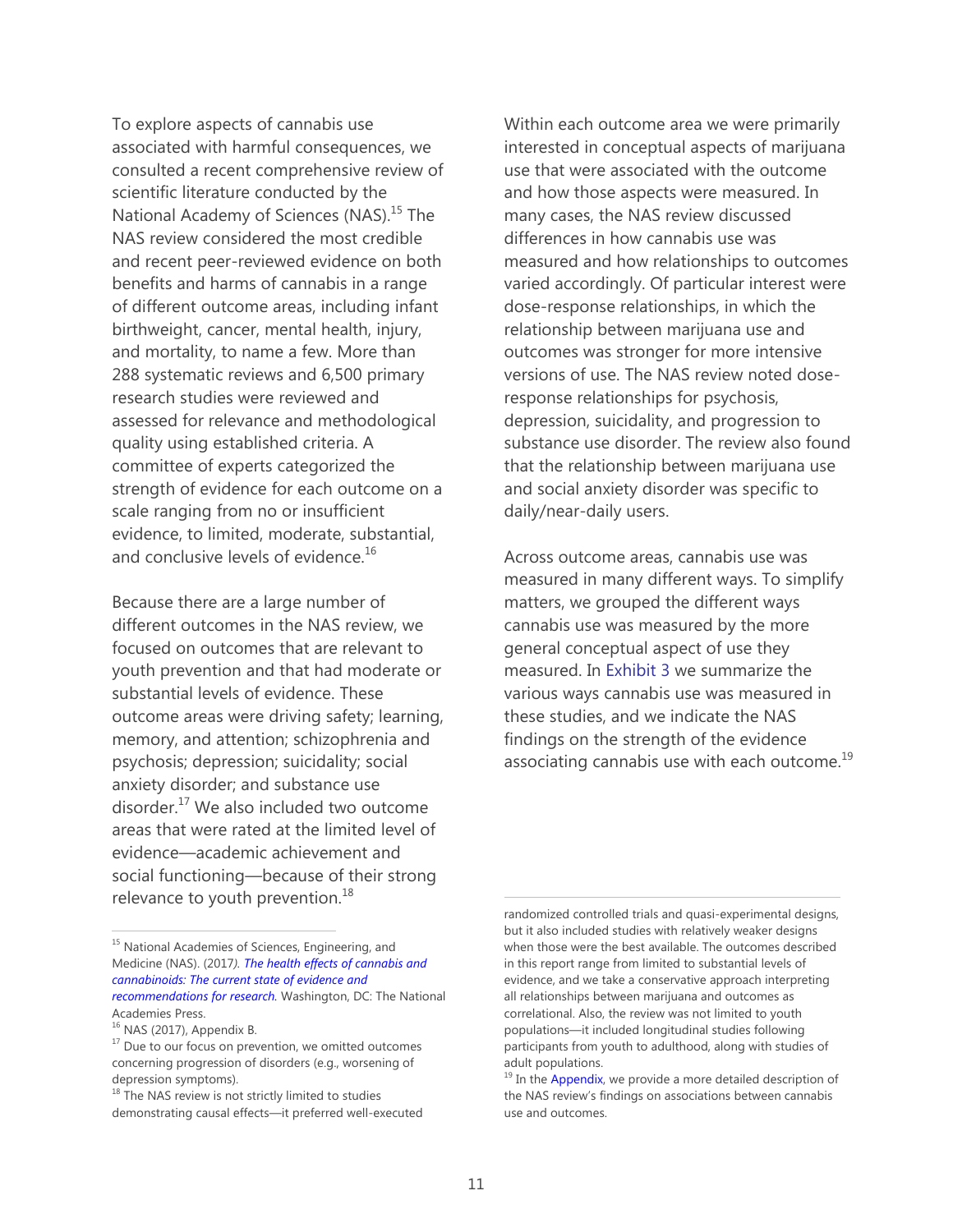To explore aspects of cannabis use associated with harmful consequences, we consulted a recent comprehensive review of scientific literature conducted by the National Academy of Sciences (NAS).[15] The NAS review considered the most credible and recent peer-reviewed evidence on both benefits and harms of cannabis in a range of different outcome areas, including infant birthweight, cancer, mental health, injury, and mortality, to name a few. More than 288 systematic reviews and 6,500 primary research studies were reviewed and assessed for relevance and methodological quality using established criteria. A committee of experts categorized the strength of evidence for each outcome on a scale ranging from no or insufficient evidence, to limited, moderate, substantial, and conclusive levels of evidence.[16]

Because there are a large number of different outcomes in the NAS review, we focused on outcomes that are relevant to youth prevention and that had moderate or substantial levels of evidence. These outcome areas were driving safety; learning, memory, and attention; schizophrenia and psychosis; depression; suicidality; social anxiety disorder; and substance use disorder.[17] We also included two outcome areas that were rated at the limited level of evidence—academic achievement and social functioning—because of their strong relevance to youth prevention.[18]

Within each outcome area we were primarily interested in conceptual aspects of marijuana use that were associated with the outcome and how those aspects were measured. In many cases, the NAS review discussed differences in how cannabis use was measured and how relationships to outcomes varied accordingly. Of particular interest were dose-response relationships, in which the relationship between marijuana use and outcomes was stronger for more intensive versions of use. The NAS review noted dose-response relationships for psychosis, depression, suicidality, and progression to substance use disorder. The review also found that the relationship between marijuana use and social anxiety disorder was specific to daily/near-daily users.

Across outcome areas, cannabis use was measured in many different ways. To simplify matters, we grouped the different ways cannabis use was measured by the more general conceptual aspect of use they measured. In Exhibit 3 we summarize the various ways cannabis use was measured in these studies, and we indicate the NAS findings on the strength of the evidence associating cannabis use with each outcome.[19]

---

[15] National Academies of Sciences, Engineering, and Medicine (NAS). (2017). *The health effects of cannabis and cannabinoids: The current state of evidence and recommendations for research.* Washington, DC: The National Academies Press.

[16] NAS (2017), Appendix B.

[17] Due to our focus on prevention, we omitted outcomes concerning progression of disorders (e.g., worsening of depression symptoms).

[18] The NAS review is not strictly limited to studies demonstrating causal effects—it preferred well-executed randomized controlled trials and quasi-experimental designs, but it also included studies with relatively weaker designs when those were the best available. The outcomes described in this report range from limited to substantial levels of evidence, and we take a conservative approach interpreting all relationships between marijuana and outcomes as correlational. Also, the review was not limited to youth populations—it included longitudinal studies following participants from youth to adulthood, along with studies of adult populations.

[19] In the Appendix, we provide a more detailed description of the NAS review's findings on associations between cannabis use and outcomes.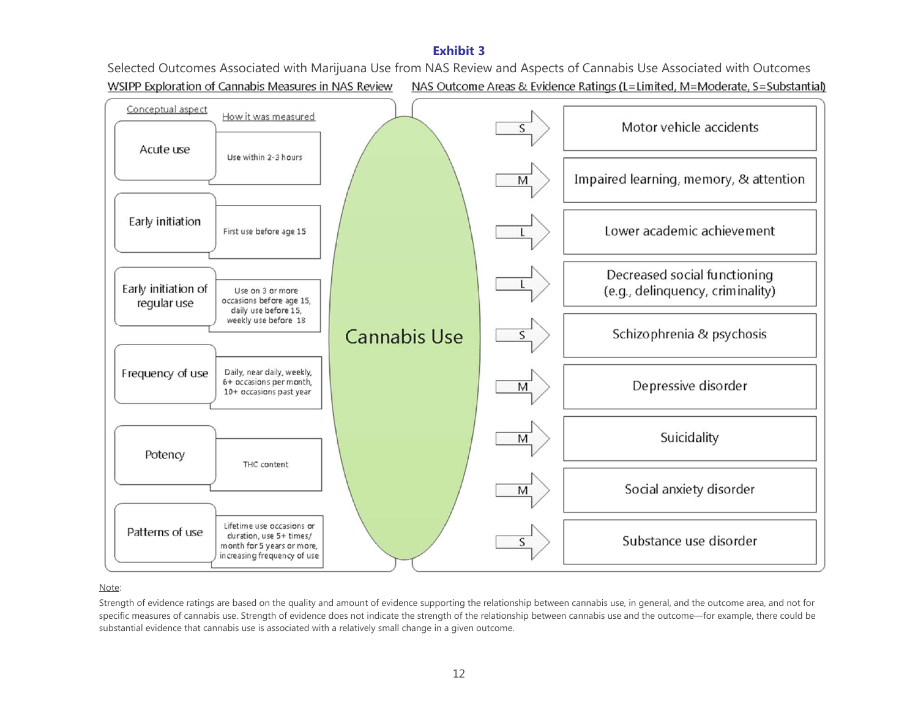**Exhibit 3**

Selected Outcomes Associated with Marijuana Use from NAS Review and Aspects of Cannabis Use Associated with Outcomes

WSIPP Exploration of Cannabis Measures in NAS Review

| Conceptual aspect | How it was measured |
|---|---|
| Acute use | Use within 2-3 hours |
| Early initiation | First use before age 15 |
| Early initiation of regular use | Use on 3 or more occasions before age 15, daily use before 15, weekly use before 18 |
| Frequency of use | Daily, near daily, weekly, 6+ occasions per month, 10+ occasions past year |
| Potency | THC content |
| Patterns of use | Lifetime use occasions or duration, use 5+ times/month for 5 years or more, increasing frequency of use |

Cannabis Use

NAS Outcome Areas & Evidence Ratings (L=Limited, M=Moderate, S=Substantial)

| Evidence rating | Outcome area |
|---|---|
| S | Motor vehicle accidents |
| M | Impaired learning, memory, & attention |
| L | Lower academic achievement |
| L | Decreased social functioning (e.g., delinquency, criminality) |
| S | Schizophrenia & psychosis |
| M | Depressive disorder |
| M | Suicidality |
| M | Social anxiety disorder |
| S | Substance use disorder |

Note:

Strength of evidence ratings are based on the quality and amount of evidence supporting the relationship between cannabis use, in general, and the outcome area, and not for specific measures of cannabis use. Strength of evidence does not indicate the strength of the relationship between cannabis use and the outcome—for example, there could be substantial evidence that cannabis use is associated with a relatively small change in a given outcome.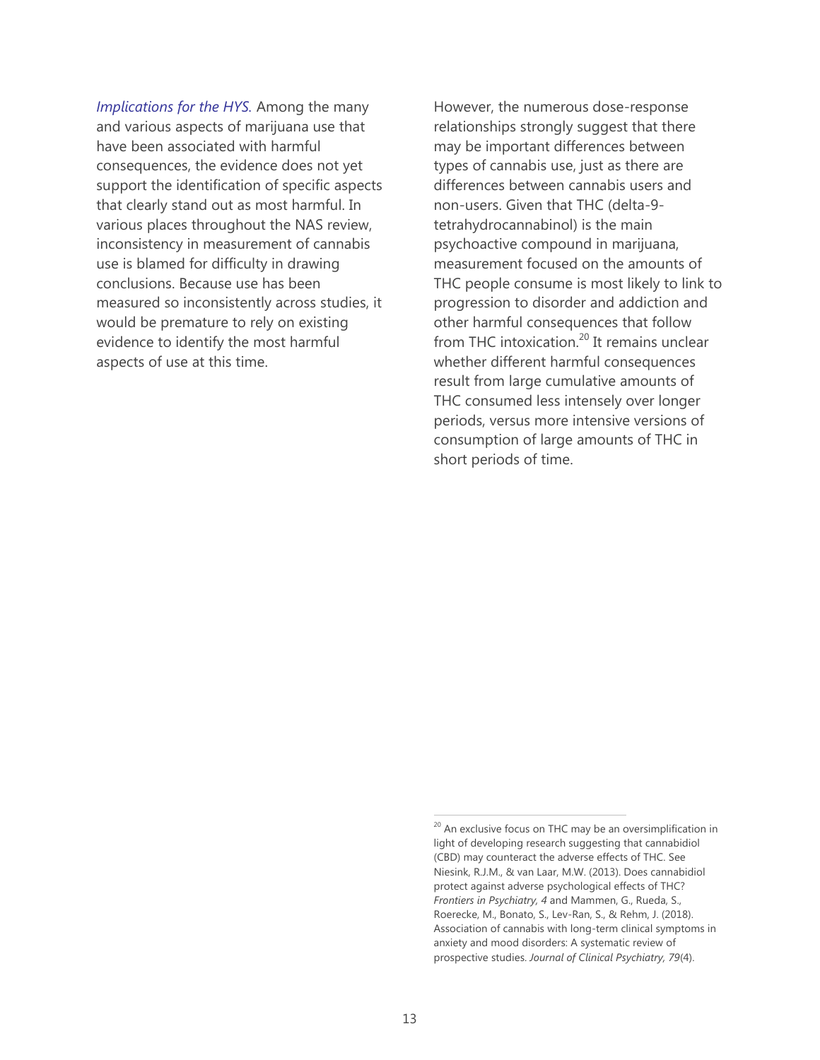*Implications for the HYS.* Among the many and various aspects of marijuana use that have been associated with harmful consequences, the evidence does not yet support the identification of specific aspects that clearly stand out as most harmful. In various places throughout the NAS review, inconsistency in measurement of cannabis use is blamed for difficulty in drawing conclusions. Because use has been measured so inconsistently across studies, it would be premature to rely on existing evidence to identify the most harmful aspects of use at this time.

However, the numerous dose-response relationships strongly suggest that there may be important differences between types of cannabis use, just as there are differences between cannabis users and non-users. Given that THC (delta-9-tetrahydrocannabinol) is the main psychoactive compound in marijuana, measurement focused on the amounts of THC people consume is most likely to link to progression to disorder and addiction and other harmful consequences that follow from THC intoxication.[20] It remains unclear whether different harmful consequences result from large cumulative amounts of THC consumed less intensely over longer periods, versus more intensive versions of consumption of large amounts of THC in short periods of time.

---

[20] An exclusive focus on THC may be an oversimplification in light of developing research suggesting that cannabidiol (CBD) may counteract the adverse effects of THC. See Niesink, R.J.M., & van Laar, M.W. (2013). Does cannabidiol protect against adverse psychological effects of THC? *Frontiers in Psychiatry, 4* and Mammen, G., Rueda, S., Roerecke, M., Bonato, S., Lev-Ran, S., & Rehm, J. (2018). Association of cannabis with long-term clinical symptoms in anxiety and mood disorders: A systematic review of prospective studies. *Journal of Clinical Psychiatry, 79*(4).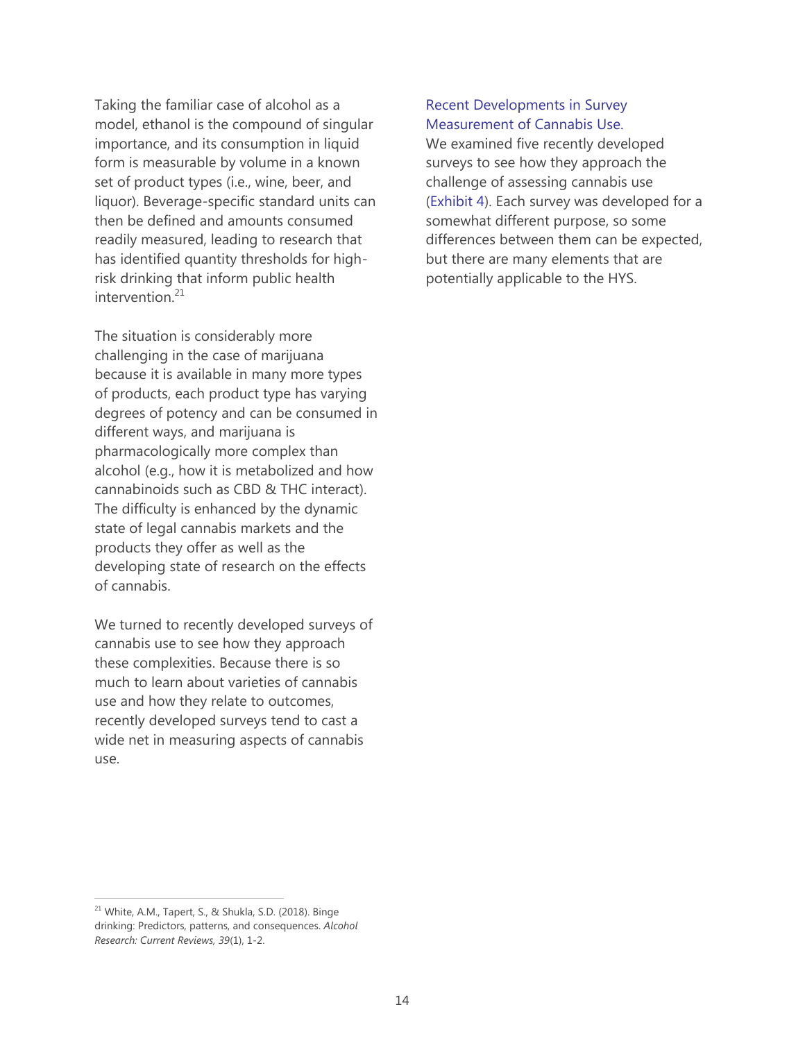Taking the familiar case of alcohol as a model, ethanol is the compound of singular importance, and its consumption in liquid form is measurable by volume in a known set of product types (i.e., wine, beer, and liquor). Beverage-specific standard units can then be defined and amounts consumed readily measured, leading to research that has identified quantity thresholds for high-risk drinking that inform public health intervention.[21]

The situation is considerably more challenging in the case of marijuana because it is available in many more types of products, each product type has varying degrees of potency and can be consumed in different ways, and marijuana is pharmacologically more complex than alcohol (e.g., how it is metabolized and how cannabinoids such as CBD & THC interact). The difficulty is enhanced by the dynamic state of legal cannabis markets and the products they offer as well as the developing state of research on the effects of cannabis.

We turned to recently developed surveys of cannabis use to see how they approach these complexities. Because there is so much to learn about varieties of cannabis use and how they relate to outcomes, recently developed surveys tend to cast a wide net in measuring aspects of cannabis use.

### Recent Developments in Survey Measurement of Cannabis Use.

We examined five recently developed surveys to see how they approach the challenge of assessing cannabis use (Exhibit 4). Each survey was developed for a somewhat different purpose, so some differences between them can be expected, but there are many elements that are potentially applicable to the HYS.

---

[21] White, A.M., Tapert, S., & Shukla, S.D. (2018). Binge drinking: Predictors, patterns, and consequences. *Alcohol Research: Current Reviews, 39*(1), 1-2.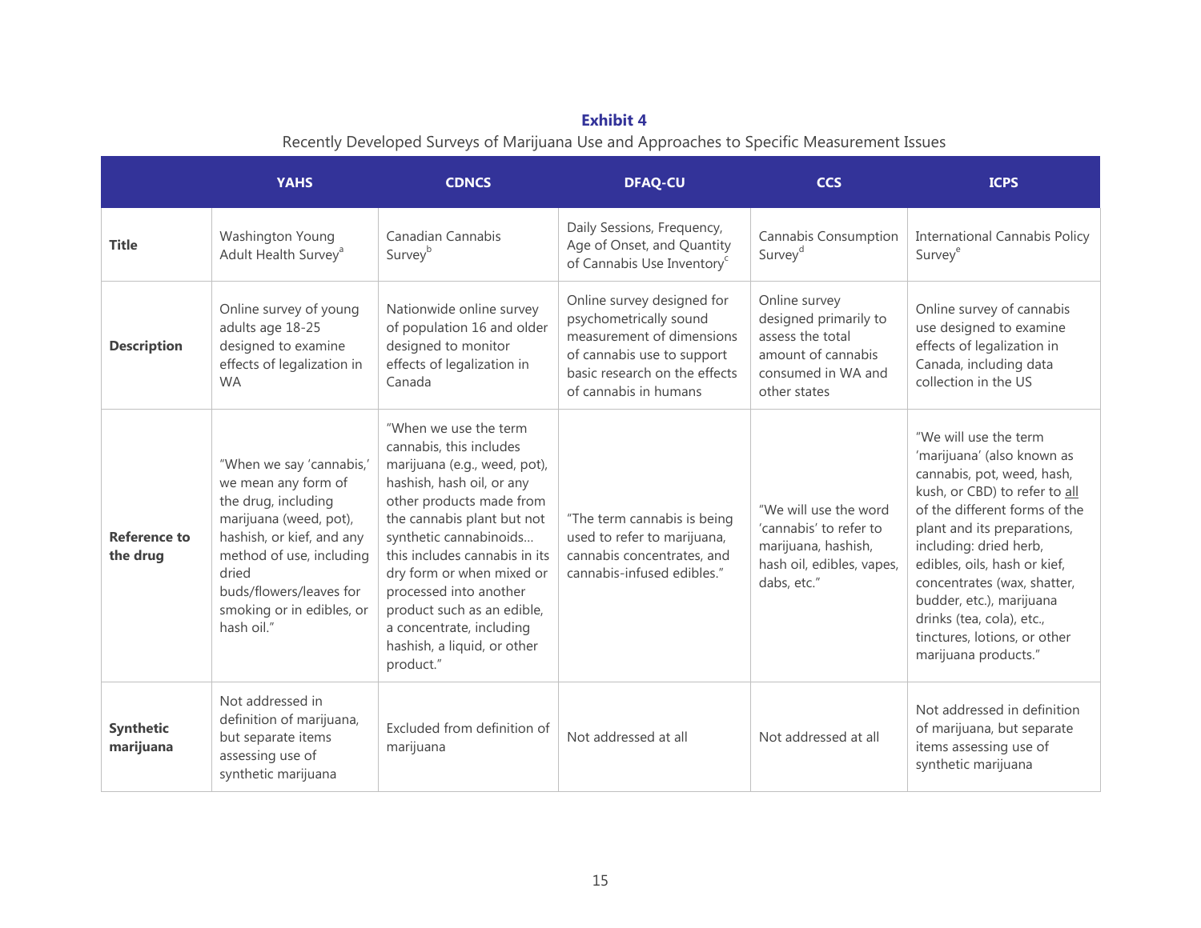**Exhibit 4**

Recently Developed Surveys of Marijuana Use and Approaches to Specific Measurement Issues

| | YAHS | CDNCS | DFAQ-CU | CCS | ICPS |
|---|---|---|---|---|---|
| **Title** | Washington Young Adult Health Survey[a] | Canadian Cannabis Survey[b] | Daily Sessions, Frequency, Age of Onset, and Quantity of Cannabis Use Inventory[c] | Cannabis Consumption Survey[d] | International Cannabis Policy Survey[e] |
| **Description** | Online survey of young adults age 18-25 designed to examine effects of legalization in WA | Nationwide online survey of population 16 and older designed to monitor effects of legalization in Canada | Online survey designed for psychometrically sound measurement of dimensions of cannabis use to support basic research on the effects of cannabis in humans | Online survey designed primarily to assess the total amount of cannabis consumed in WA and other states | Online survey of cannabis use designed to examine effects of legalization in Canada, including data collection in the US |
| **Reference to the drug** | "When we say 'cannabis,' we mean any form of the drug, including marijuana (weed, pot), hashish, or kief, and any method of use, including dried buds/flowers/leaves for smoking or in edibles, or hash oil." | "When we use the term cannabis, this includes marijuana (e.g., weed, pot), hashish, hash oil, or any other products made from the cannabis plant but not synthetic cannabinoids… this includes cannabis in its dry form or when mixed or processed into another product such as an edible, a concentrate, including hashish, a liquid, or other product." | "The term cannabis is being used to refer to marijuana, cannabis concentrates, and cannabis-infused edibles." | "We will use the word 'cannabis' to refer to marijuana, hashish, hash oil, edibles, vapes, dabs, etc." | "We will use the term 'marijuana' (also known as cannabis, pot, weed, hash, kush, or CBD) to refer to <u>all</u> of the different forms of the plant and its preparations, including: dried herb, edibles, oils, hash or kief, concentrates (wax, shatter, budder, etc.), marijuana drinks (tea, cola), etc., tinctures, lotions, or other marijuana products." |
| **Synthetic marijuana** | Not addressed in definition of marijuana, but separate items assessing use of synthetic marijuana | Excluded from definition of marijuana | Not addressed at all | Not addressed at all | Not addressed in definition of marijuana, but separate items assessing use of synthetic marijuana |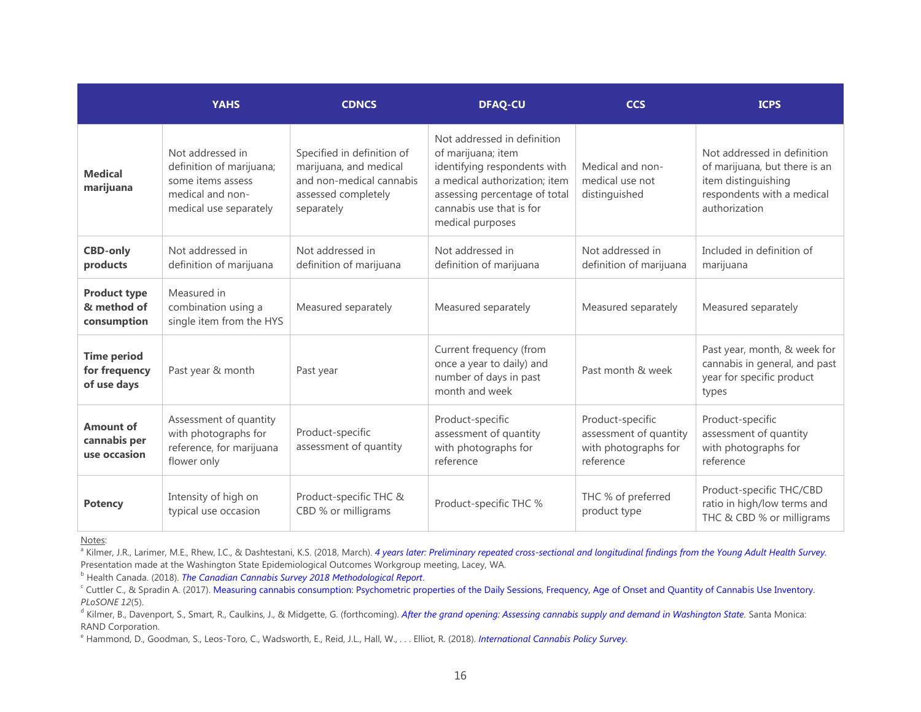| | YAHS | CDNCS | DFAQ-CU | CCS | ICPS |
|---|---|---|---|---|---|
| **Medical marijuana** | Not addressed in definition of marijuana; some items assess medical and non-medical use separately | Specified in definition of marijuana, and medical and non-medical cannabis assessed completely separately | Not addressed in definition of marijuana; item identifying respondents with a medical authorization; item assessing percentage of total cannabis use that is for medical purposes | Medical and non-medical use not distinguished | Not addressed in definition of marijuana, but there is an item distinguishing respondents with a medical authorization |
| **CBD-only products** | Not addressed in definition of marijuana | Not addressed in definition of marijuana | Not addressed in definition of marijuana | Not addressed in definition of marijuana | Included in definition of marijuana |
| **Product type & method of consumption** | Measured in combination using a single item from the HYS | Measured separately | Measured separately | Measured separately | Measured separately |
| **Time period for frequency of use days** | Past year & month | Past year | Current frequency (from once a year to daily) and number of days in past month and week | Past month & week | Past year, month, & week for cannabis in general, and past year for specific product types |
| **Amount of cannabis per use occasion** | Assessment of quantity with photographs for reference, for marijuana flower only | Product-specific assessment of quantity | Product-specific assessment of quantity with photographs for reference | Product-specific assessment of quantity with photographs for reference | Product-specific assessment of quantity with photographs for reference |
| **Potency** | Intensity of high on typical use occasion | Product-specific THC & CBD % or milligrams | Product-specific THC % | THC % of preferred product type | Product-specific THC/CBD ratio in high/low terms and THC & CBD % or milligrams |

Notes:

[a] Kilmer, J.R., Larimer, M.E., Rhew, I.C., & Dashtestani, K.S. (2018, March). *4 years later: Preliminary repeated cross-sectional and longitudinal findings from the Young Adult Health Survey.* Presentation made at the Washington State Epidemiological Outcomes Workgroup meeting, Lacey, WA.

[b] Health Canada. (2018). *The Canadian Cannabis Survey 2018 Methodological Report*.

[c] Cuttler C., & Spradin A. (2017). Measuring cannabis consumption: Psychometric properties of the Daily Sessions, Frequency, Age of Onset and Quantity of Cannabis Use Inventory. *PLoSONE 12*(5).

[d] Kilmer, B., Davenport, S., Smart, R., Caulkins, J., & Midgette, G. (forthcoming). *After the grand opening: Assessing cannabis supply and demand in Washington State*. Santa Monica: RAND Corporation.

[e] Hammond, D., Goodman, S., Leos-Toro, C., Wadsworth, E., Reid, J.L., Hall, W., . . . Elliot, R. (2018). *International Cannabis Policy Survey.*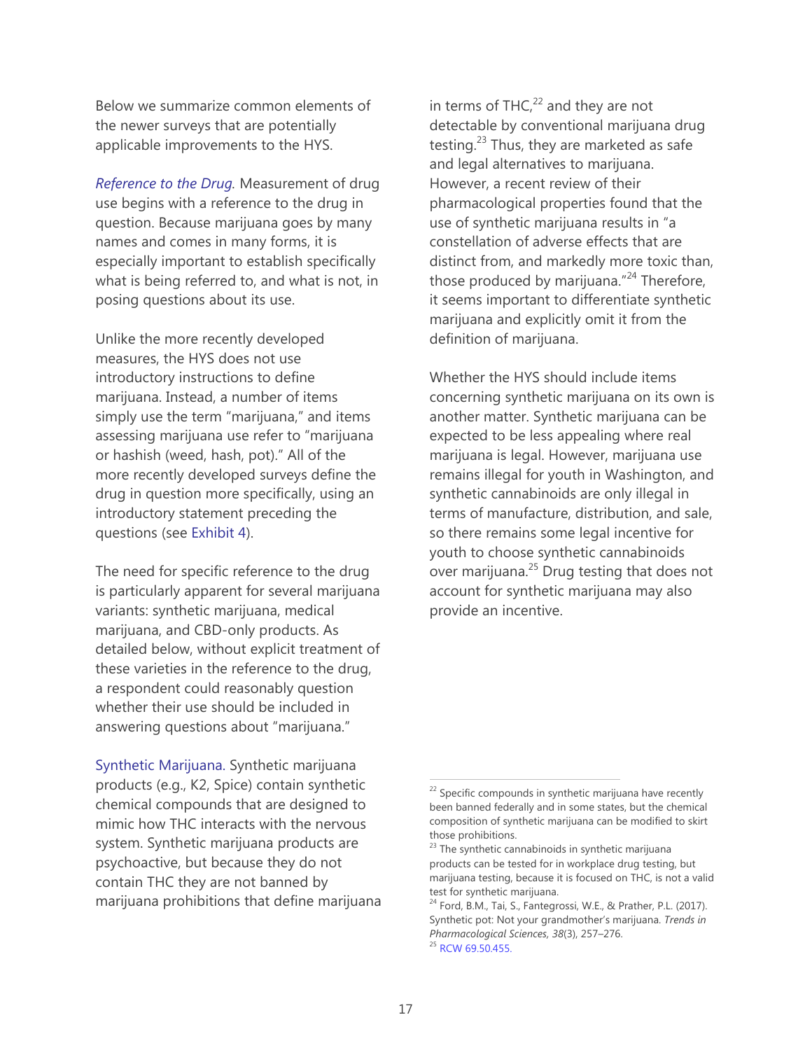Below we summarize common elements of the newer surveys that are potentially applicable improvements to the HYS.

*Reference to the Drug.* Measurement of drug use begins with a reference to the drug in question. Because marijuana goes by many names and comes in many forms, it is especially important to establish specifically what is being referred to, and what is not, in posing questions about its use.

Unlike the more recently developed measures, the HYS does not use introductory instructions to define marijuana. Instead, a number of items simply use the term "marijuana," and items assessing marijuana use refer to "marijuana or hashish (weed, hash, pot)." All of the more recently developed surveys define the drug in question more specifically, using an introductory statement preceding the questions (see Exhibit 4).

The need for specific reference to the drug is particularly apparent for several marijuana variants: synthetic marijuana, medical marijuana, and CBD-only products. As detailed below, without explicit treatment of these varieties in the reference to the drug, a respondent could reasonably question whether their use should be included in answering questions about "marijuana."

Synthetic Marijuana. Synthetic marijuana products (e.g., K2, Spice) contain synthetic chemical compounds that are designed to mimic how THC interacts with the nervous system. Synthetic marijuana products are psychoactive, but because they do not contain THC they are not banned by marijuana prohibitions that define marijuana in terms of THC,[22] and they are not detectable by conventional marijuana drug testing.[23] Thus, they are marketed as safe and legal alternatives to marijuana. However, a recent review of their pharmacological properties found that the use of synthetic marijuana results in "a constellation of adverse effects that are distinct from, and markedly more toxic than, those produced by marijuana."[24] Therefore, it seems important to differentiate synthetic marijuana and explicitly omit it from the definition of marijuana.

Whether the HYS should include items concerning synthetic marijuana on its own is another matter. Synthetic marijuana can be expected to be less appealing where real marijuana is legal. However, marijuana use remains illegal for youth in Washington, and synthetic cannabinoids are only illegal in terms of manufacture, distribution, and sale, so there remains some legal incentive for youth to choose synthetic cannabinoids over marijuana.[25] Drug testing that does not account for synthetic marijuana may also provide an incentive.

---

[22] Specific compounds in synthetic marijuana have recently been banned federally and in some states, but the chemical composition of synthetic marijuana can be modified to skirt those prohibitions.

[23] The synthetic cannabinoids in synthetic marijuana products can be tested for in workplace drug testing, but marijuana testing, because it is focused on THC, is not a valid test for synthetic marijuana.

[24] Ford, B.M., Tai, S., Fantegrossi, W.E., & Prather, P.L. (2017). Synthetic pot: Not your grandmother's marijuana. *Trends in Pharmacological Sciences, 38*(3), 257–276.

[25] RCW 69.50.455.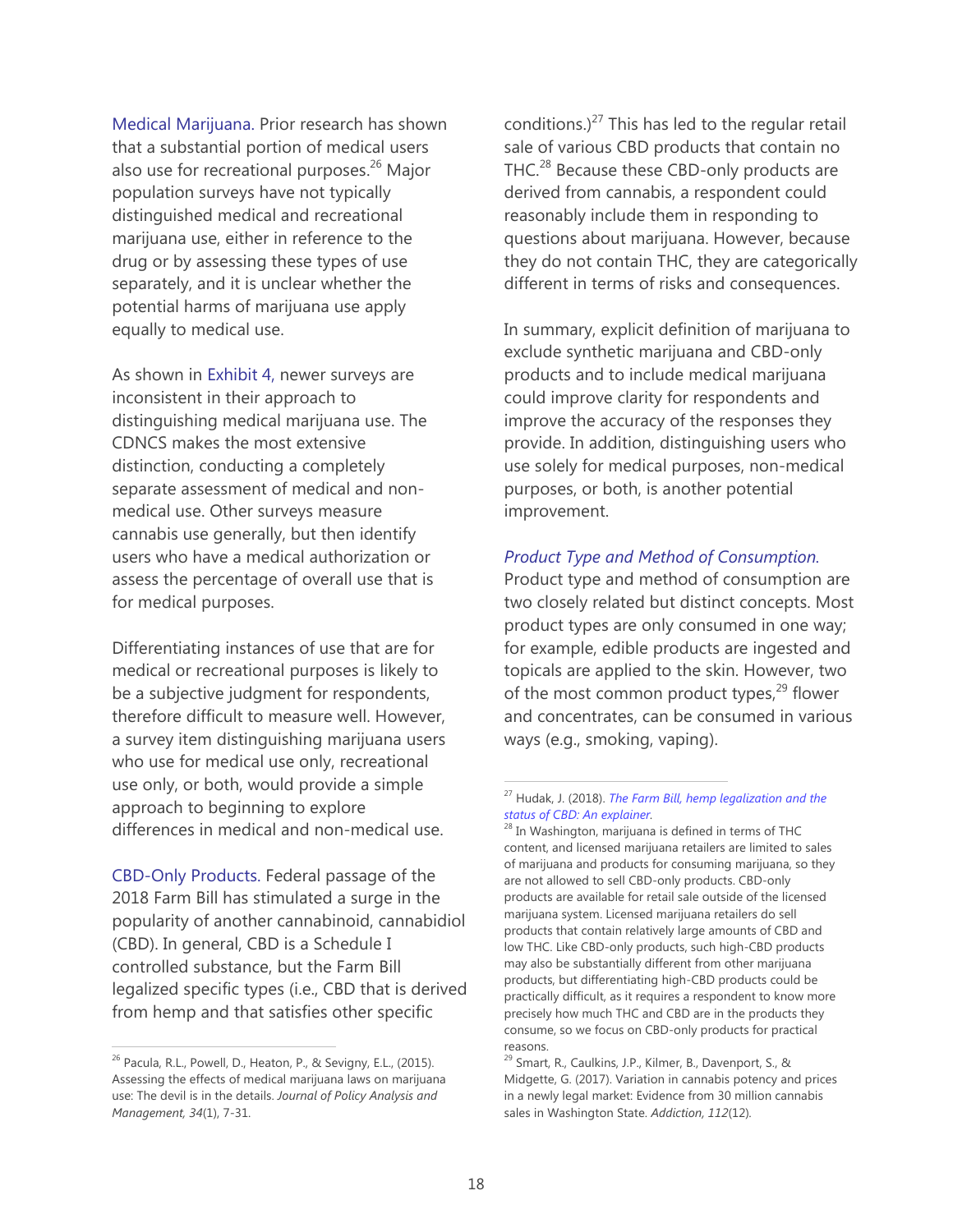Medical Marijuana. Prior research has shown that a substantial portion of medical users also use for recreational purposes.[26] Major population surveys have not typically distinguished medical and recreational marijuana use, either in reference to the drug or by assessing these types of use separately, and it is unclear whether the potential harms of marijuana use apply equally to medical use.

As shown in Exhibit 4, newer surveys are inconsistent in their approach to distinguishing medical marijuana use. The CDNCS makes the most extensive distinction, conducting a completely separate assessment of medical and non-medical use. Other surveys measure cannabis use generally, but then identify users who have a medical authorization or assess the percentage of overall use that is for medical purposes.

Differentiating instances of use that are for medical or recreational purposes is likely to be a subjective judgment for respondents, therefore difficult to measure well. However, a survey item distinguishing marijuana users who use for medical use only, recreational use only, or both, would provide a simple approach to beginning to explore differences in medical and non-medical use.

CBD-Only Products. Federal passage of the 2018 Farm Bill has stimulated a surge in the popularity of another cannabinoid, cannabidiol (CBD). In general, CBD is a Schedule I controlled substance, but the Farm Bill legalized specific types (i.e., CBD that is derived from hemp and that satisfies other specific conditions.)[27] This has led to the regular retail sale of various CBD products that contain no THC.[28] Because these CBD-only products are derived from cannabis, a respondent could reasonably include them in responding to questions about marijuana. However, because they do not contain THC, they are categorically different in terms of risks and consequences.

In summary, explicit definition of marijuana to exclude synthetic marijuana and CBD-only products and to include medical marijuana could improve clarity for respondents and improve the accuracy of the responses they provide. In addition, distinguishing users who use solely for medical purposes, non-medical purposes, or both, is another potential improvement.

*Product Type and Method of Consumption.* Product type and method of consumption are two closely related but distinct concepts. Most product types are only consumed in one way; for example, edible products are ingested and topicals are applied to the skin. However, two of the most common product types,[29] flower and concentrates, can be consumed in various ways (e.g., smoking, vaping).

---

[26] Pacula, R.L., Powell, D., Heaton, P., & Sevigny, E.L., (2015). Assessing the effects of medical marijuana laws on marijuana use: The devil is in the details. *Journal of Policy Analysis and Management, 34*(1), 7-31.

[27] Hudak, J. (2018). *The Farm Bill, hemp legalization and the status of CBD: An explainer.*

[28] In Washington, marijuana is defined in terms of THC content, and licensed marijuana retailers are limited to sales of marijuana and products for consuming marijuana, so they are not allowed to sell CBD-only products. CBD-only products are available for retail sale outside of the licensed marijuana system. Licensed marijuana retailers do sell products that contain relatively large amounts of CBD and low THC. Like CBD-only products, such high-CBD products may also be substantially different from other marijuana products, but differentiating high-CBD products could be practically difficult, as it requires a respondent to know more precisely how much THC and CBD are in the products they consume, so we focus on CBD-only products for practical reasons.

[29] Smart, R., Caulkins, J.P., Kilmer, B., Davenport, S., & Midgette, G. (2017). Variation in cannabis potency and prices in a newly legal market: Evidence from 30 million cannabis sales in Washington State. *Addiction, 112*(12).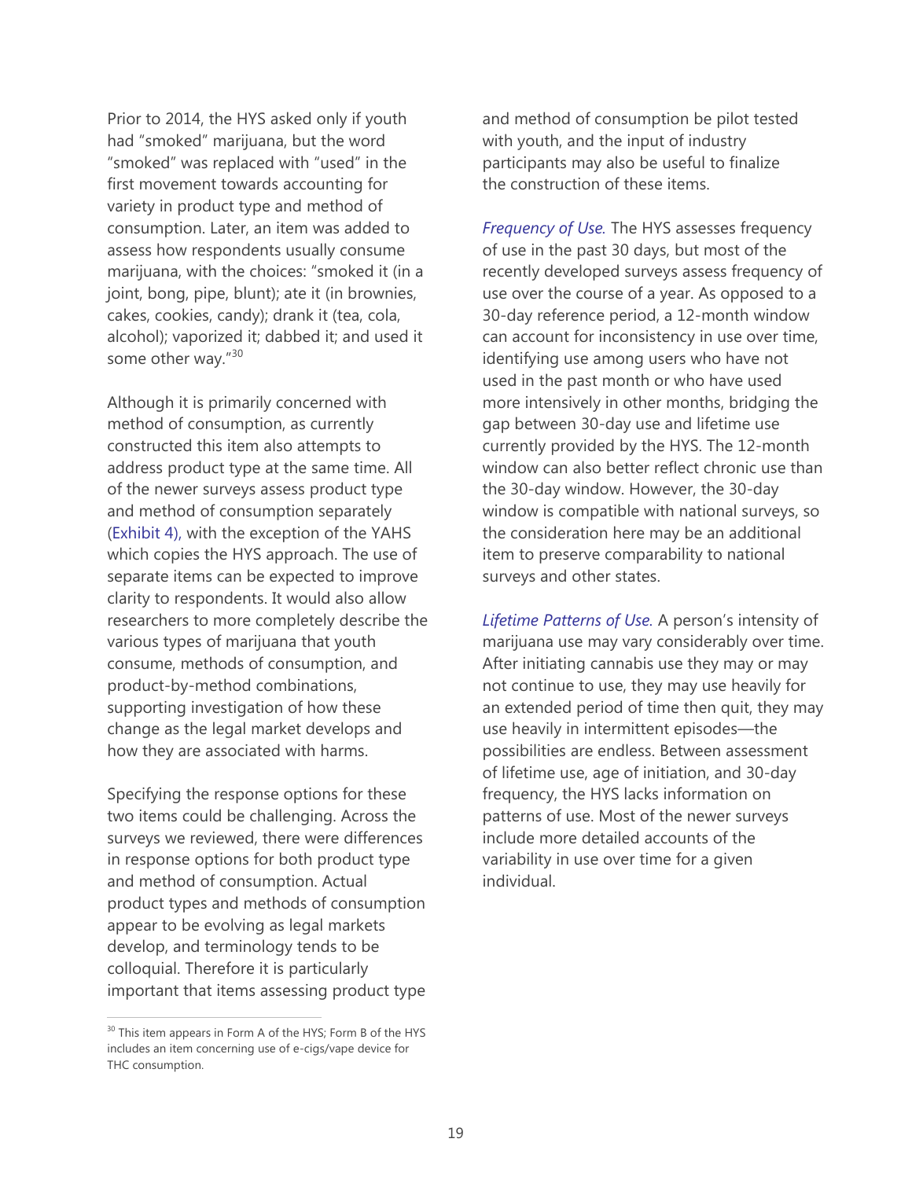Prior to 2014, the HYS asked only if youth had "smoked" marijuana, but the word "smoked" was replaced with "used" in the first movement towards accounting for variety in product type and method of consumption. Later, an item was added to assess how respondents usually consume marijuana, with the choices: "smoked it (in a joint, bong, pipe, blunt); ate it (in brownies, cakes, cookies, candy); drank it (tea, cola, alcohol); vaporized it; dabbed it; and used it some other way."[30]

Although it is primarily concerned with method of consumption, as currently constructed this item also attempts to address product type at the same time. All of the newer surveys assess product type and method of consumption separately (Exhibit 4), with the exception of the YAHS which copies the HYS approach. The use of separate items can be expected to improve clarity to respondents. It would also allow researchers to more completely describe the various types of marijuana that youth consume, methods of consumption, and product-by-method combinations, supporting investigation of how these change as the legal market develops and how they are associated with harms.

Specifying the response options for these two items could be challenging. Across the surveys we reviewed, there were differences in response options for both product type and method of consumption. Actual product types and methods of consumption appear to be evolving as legal markets develop, and terminology tends to be colloquial. Therefore it is particularly important that items assessing product type and method of consumption be pilot tested with youth, and the input of industry participants may also be useful to finalize the construction of these items.

*Frequency of Use.* The HYS assesses frequency of use in the past 30 days, but most of the recently developed surveys assess frequency of use over the course of a year. As opposed to a 30-day reference period, a 12-month window can account for inconsistency in use over time, identifying use among users who have not used in the past month or who have used more intensively in other months, bridging the gap between 30-day use and lifetime use currently provided by the HYS. The 12-month window can also better reflect chronic use than the 30-day window. However, the 30-day window is compatible with national surveys, so the consideration here may be an additional item to preserve comparability to national surveys and other states.

*Lifetime Patterns of Use.* A person's intensity of marijuana use may vary considerably over time. After initiating cannabis use they may or may not continue to use, they may use heavily for an extended period of time then quit, they may use heavily in intermittent episodes—the possibilities are endless. Between assessment of lifetime use, age of initiation, and 30-day frequency, the HYS lacks information on patterns of use. Most of the newer surveys include more detailed accounts of the variability in use over time for a given individual.

---

[30] This item appears in Form A of the HYS; Form B of the HYS includes an item concerning use of e-cigs/vape device for THC consumption.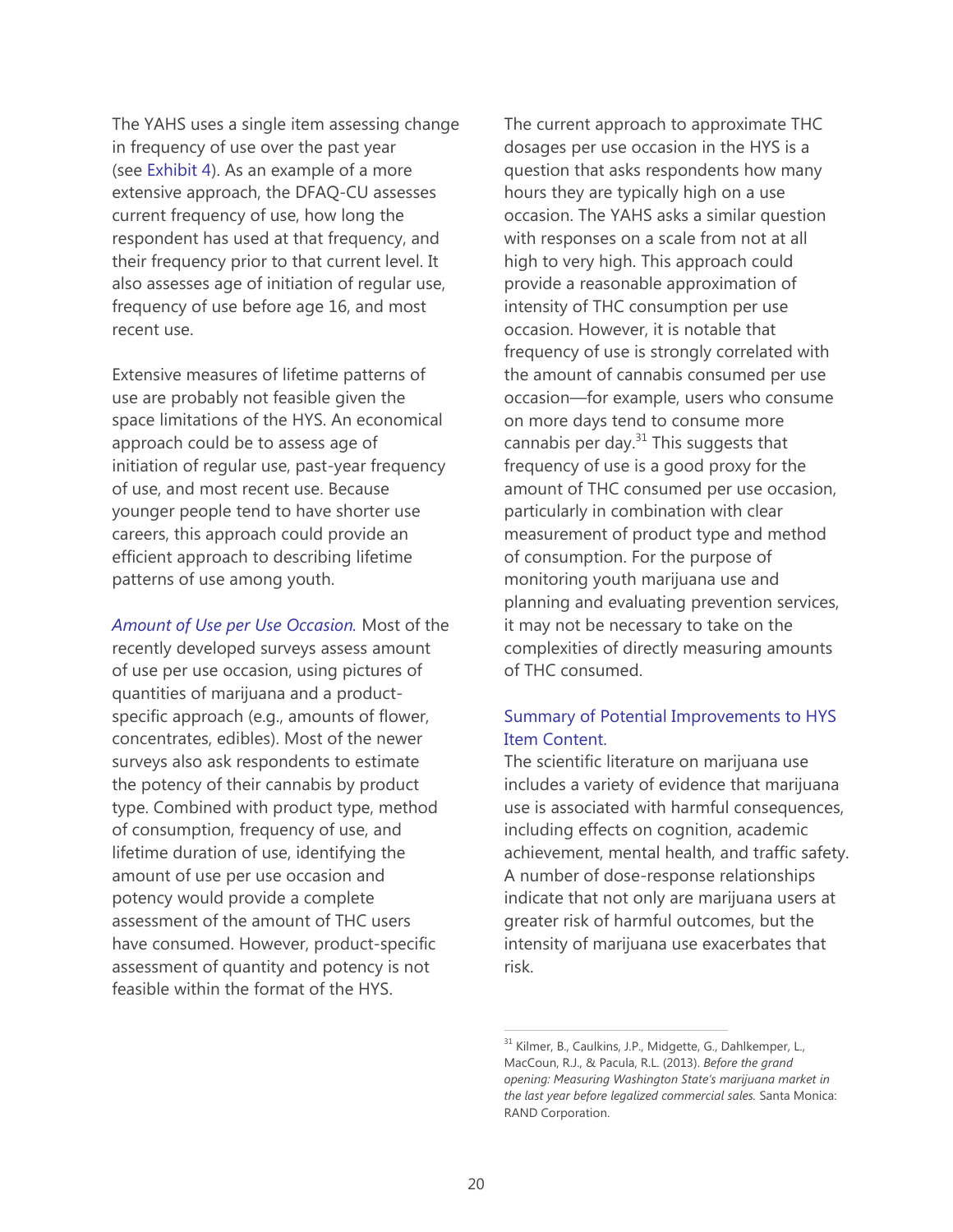The YAHS uses a single item assessing change in frequency of use over the past year (see Exhibit 4). As an example of a more extensive approach, the DFAQ-CU assesses current frequency of use, how long the respondent has used at that frequency, and their frequency prior to that current level. It also assesses age of initiation of regular use, frequency of use before age 16, and most recent use.

Extensive measures of lifetime patterns of use are probably not feasible given the space limitations of the HYS. An economical approach could be to assess age of initiation of regular use, past-year frequency of use, and most recent use. Because younger people tend to have shorter use careers, this approach could provide an efficient approach to describing lifetime patterns of use among youth.

*Amount of Use per Use Occasion.* Most of the recently developed surveys assess amount of use per use occasion, using pictures of quantities of marijuana and a product-specific approach (e.g., amounts of flower, concentrates, edibles). Most of the newer surveys also ask respondents to estimate the potency of their cannabis by product type. Combined with product type, method of consumption, frequency of use, and lifetime duration of use, identifying the amount of use per use occasion and potency would provide a complete assessment of the amount of THC users have consumed. However, product-specific assessment of quantity and potency is not feasible within the format of the HYS.

The current approach to approximate THC dosages per use occasion in the HYS is a question that asks respondents how many hours they are typically high on a use occasion. The YAHS asks a similar question with responses on a scale from not at all high to very high. This approach could provide a reasonable approximation of intensity of THC consumption per use occasion. However, it is notable that frequency of use is strongly correlated with the amount of cannabis consumed per use occasion—for example, users who consume on more days tend to consume more cannabis per day.[31] This suggests that frequency of use is a good proxy for the amount of THC consumed per use occasion, particularly in combination with clear measurement of product type and method of consumption. For the purpose of monitoring youth marijuana use and planning and evaluating prevention services, it may not be necessary to take on the complexities of directly measuring amounts of THC consumed.

### Summary of Potential Improvements to HYS Item Content.

The scientific literature on marijuana use includes a variety of evidence that marijuana use is associated with harmful consequences, including effects on cognition, academic achievement, mental health, and traffic safety. A number of dose-response relationships indicate that not only are marijuana users at greater risk of harmful outcomes, but the intensity of marijuana use exacerbates that risk.

---

[31] Kilmer, B., Caulkins, J.P., Midgette, G., Dahlkemper, L., MacCoun, R.J., & Pacula, R.L. (2013). *Before the grand opening: Measuring Washington State's marijuana market in the last year before legalized commercial sales.* Santa Monica: RAND Corporation.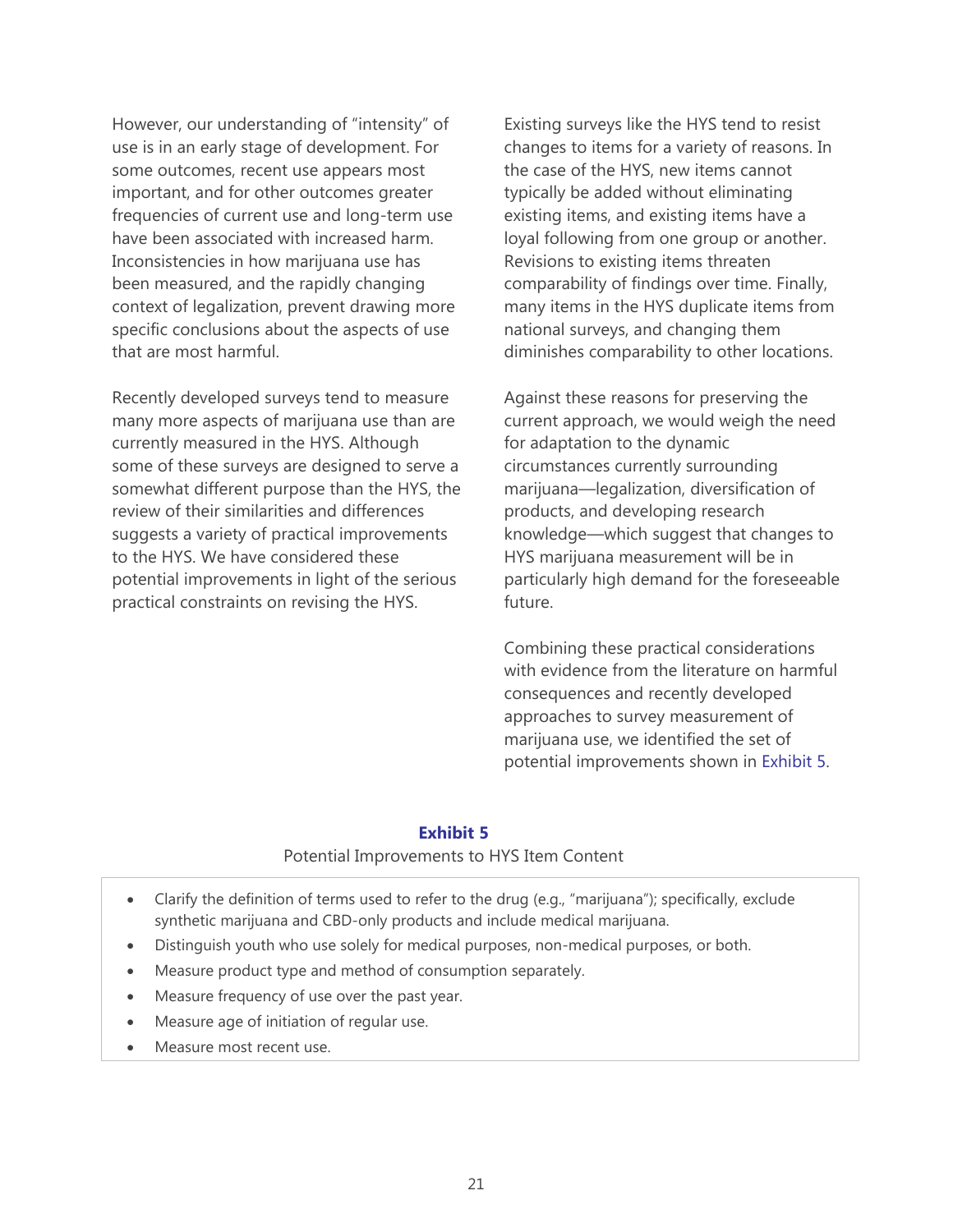However, our understanding of "intensity" of use is in an early stage of development. For some outcomes, recent use appears most important, and for other outcomes greater frequencies of current use and long-term use have been associated with increased harm. Inconsistencies in how marijuana use has been measured, and the rapidly changing context of legalization, prevent drawing more specific conclusions about the aspects of use that are most harmful.

Recently developed surveys tend to measure many more aspects of marijuana use than are currently measured in the HYS. Although some of these surveys are designed to serve a somewhat different purpose than the HYS, the review of their similarities and differences suggests a variety of practical improvements to the HYS. We have considered these potential improvements in light of the serious practical constraints on revising the HYS.

Existing surveys like the HYS tend to resist changes to items for a variety of reasons. In the case of the HYS, new items cannot typically be added without eliminating existing items, and existing items have a loyal following from one group or another. Revisions to existing items threaten comparability of findings over time. Finally, many items in the HYS duplicate items from national surveys, and changing them diminishes comparability to other locations.

Against these reasons for preserving the current approach, we would weigh the need for adaptation to the dynamic circumstances currently surrounding marijuana—legalization, diversification of products, and developing research knowledge—which suggest that changes to HYS marijuana measurement will be in particularly high demand for the foreseeable future.

Combining these practical considerations with evidence from the literature on harmful consequences and recently developed approaches to survey measurement of marijuana use, we identified the set of potential improvements shown in Exhibit 5.

**Exhibit 5**

Potential Improvements to HYS Item Content

- Clarify the definition of terms used to refer to the drug (e.g., "marijuana"); specifically, exclude synthetic marijuana and CBD-only products and include medical marijuana.
- Distinguish youth who use solely for medical purposes, non-medical purposes, or both.
- Measure product type and method of consumption separately.
- Measure frequency of use over the past year.
- Measure age of initiation of regular use.
- Measure most recent use.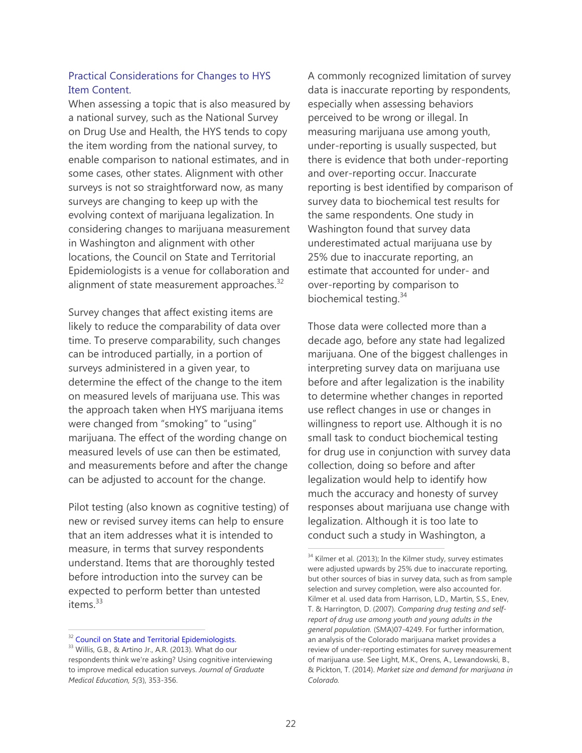### Practical Considerations for Changes to HYS Item Content.

When assessing a topic that is also measured by a national survey, such as the National Survey on Drug Use and Health, the HYS tends to copy the item wording from the national survey, to enable comparison to national estimates, and in some cases, other states. Alignment with other surveys is not so straightforward now, as many surveys are changing to keep up with the evolving context of marijuana legalization. In considering changes to marijuana measurement in Washington and alignment with other locations, the Council on State and Territorial Epidemiologists is a venue for collaboration and alignment of state measurement approaches.[32]

Survey changes that affect existing items are likely to reduce the comparability of data over time. To preserve comparability, such changes can be introduced partially, in a portion of surveys administered in a given year, to determine the effect of the change to the item on measured levels of marijuana use. This was the approach taken when HYS marijuana items were changed from "smoking" to "using" marijuana. The effect of the wording change on measured levels of use can then be estimated, and measurements before and after the change can be adjusted to account for the change.

Pilot testing (also known as cognitive testing) of new or revised survey items can help to ensure that an item addresses what it is intended to measure, in terms that survey respondents understand. Items that are thoroughly tested before introduction into the survey can be expected to perform better than untested items.[33]

A commonly recognized limitation of survey data is inaccurate reporting by respondents, especially when assessing behaviors perceived to be wrong or illegal. In measuring marijuana use among youth, under-reporting is usually suspected, but there is evidence that both under-reporting and over-reporting occur. Inaccurate reporting is best identified by comparison of survey data to biochemical test results for the same respondents. One study in Washington found that survey data underestimated actual marijuana use by 25% due to inaccurate reporting, an estimate that accounted for under- and over-reporting by comparison to biochemical testing.[34]

Those data were collected more than a decade ago, before any state had legalized marijuana. One of the biggest challenges in interpreting survey data on marijuana use before and after legalization is the inability to determine whether changes in reported use reflect changes in use or changes in willingness to report use. Although it is no small task to conduct biochemical testing for drug use in conjunction with survey data collection, doing so before and after legalization would help to identify how much the accuracy and honesty of survey responses about marijuana use change with legalization. Although it is too late to conduct such a study in Washington, a

---

[32] Council on State and Territorial Epidemiologists.

[33] Willis, G.B., & Artino Jr., A.R. (2013). What do our respondents think we're asking? Using cognitive interviewing to improve medical education surveys. *Journal of Graduate Medical Education, 5(*3), 353-356.

[34] Kilmer et al. (2013); In the Kilmer study, survey estimates were adjusted upwards by 25% due to inaccurate reporting, but other sources of bias in survey data, such as from sample selection and survey completion, were also accounted for. Kilmer et al. used data from Harrison, L.D., Martin, S.S., Enev, T. & Harrington, D. (2007). *Comparing drug testing and self-report of drug use among youth and young adults in the general population.* (SMA)07-4249. For further information, an analysis of the Colorado marijuana market provides a review of under-reporting estimates for survey measurement of marijuana use. See Light, M.K., Orens, A., Lewandowski, B., & Pickton, T. (2014). *Market size and demand for marijuana in Colorado.*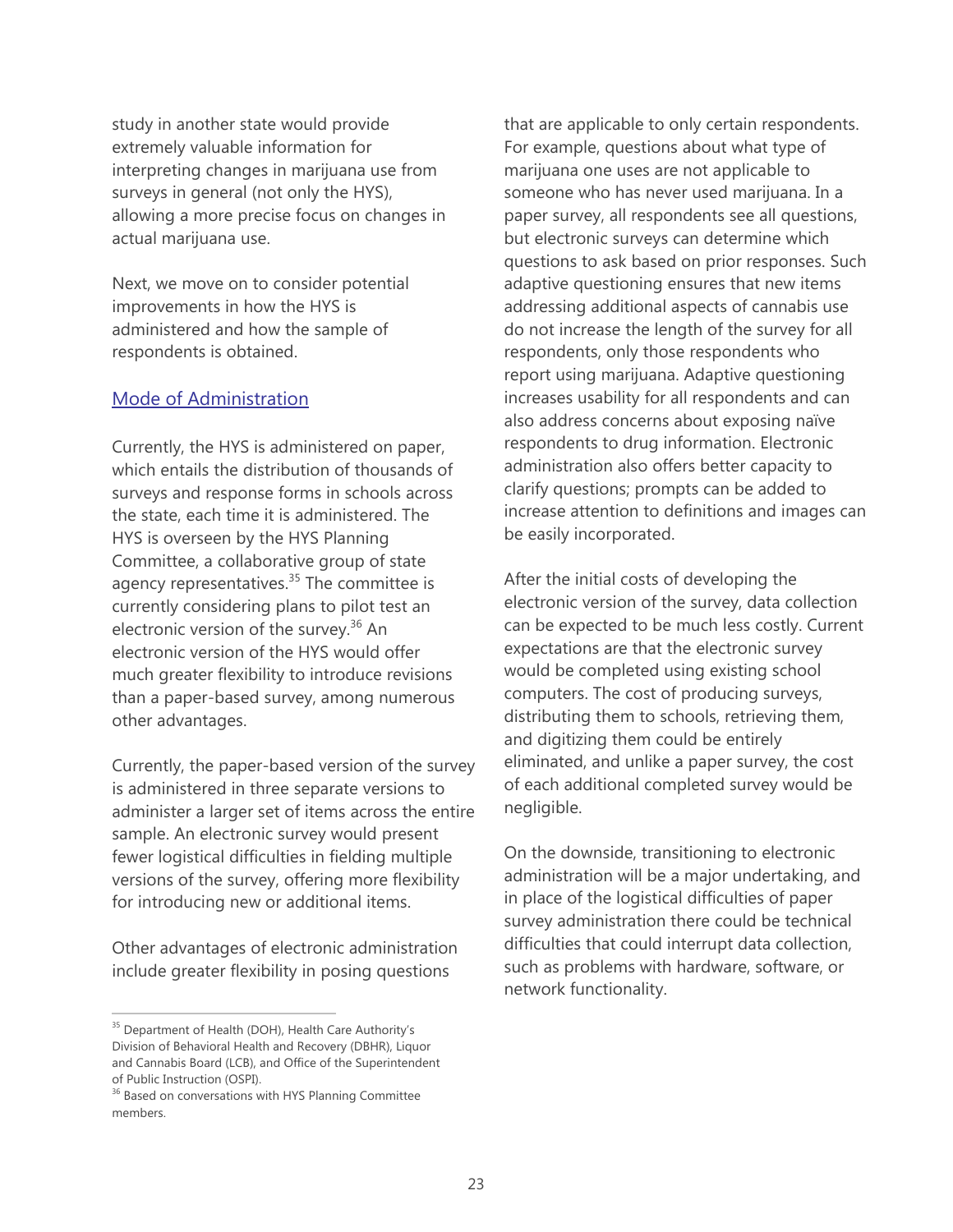study in another state would provide extremely valuable information for interpreting changes in marijuana use from surveys in general (not only the HYS), allowing a more precise focus on changes in actual marijuana use.

Next, we move on to consider potential improvements in how the HYS is administered and how the sample of respondents is obtained.

## Mode of Administration

Currently, the HYS is administered on paper, which entails the distribution of thousands of surveys and response forms in schools across the state, each time it is administered. The HYS is overseen by the HYS Planning Committee, a collaborative group of state agency representatives.[35] The committee is currently considering plans to pilot test an electronic version of the survey.[36] An electronic version of the HYS would offer much greater flexibility to introduce revisions than a paper-based survey, among numerous other advantages.

Currently, the paper-based version of the survey is administered in three separate versions to administer a larger set of items across the entire sample. An electronic survey would present fewer logistical difficulties in fielding multiple versions of the survey, offering more flexibility for introducing new or additional items.

Other advantages of electronic administration include greater flexibility in posing questions that are applicable to only certain respondents. For example, questions about what type of marijuana one uses are not applicable to someone who has never used marijuana. In a paper survey, all respondents see all questions, but electronic surveys can determine which questions to ask based on prior responses. Such adaptive questioning ensures that new items addressing additional aspects of cannabis use do not increase the length of the survey for all respondents, only those respondents who report using marijuana. Adaptive questioning increases usability for all respondents and can also address concerns about exposing naïve respondents to drug information. Electronic administration also offers better capacity to clarify questions; prompts can be added to increase attention to definitions and images can be easily incorporated.

After the initial costs of developing the electronic version of the survey, data collection can be expected to be much less costly. Current expectations are that the electronic survey would be completed using existing school computers. The cost of producing surveys, distributing them to schools, retrieving them, and digitizing them could be entirely eliminated, and unlike a paper survey, the cost of each additional completed survey would be negligible.

On the downside, transitioning to electronic administration will be a major undertaking, and in place of the logistical difficulties of paper survey administration there could be technical difficulties that could interrupt data collection, such as problems with hardware, software, or network functionality.

---

[35] Department of Health (DOH), Health Care Authority's Division of Behavioral Health and Recovery (DBHR), Liquor and Cannabis Board (LCB), and Office of the Superintendent of Public Instruction (OSPI).

[36] Based on conversations with HYS Planning Committee members.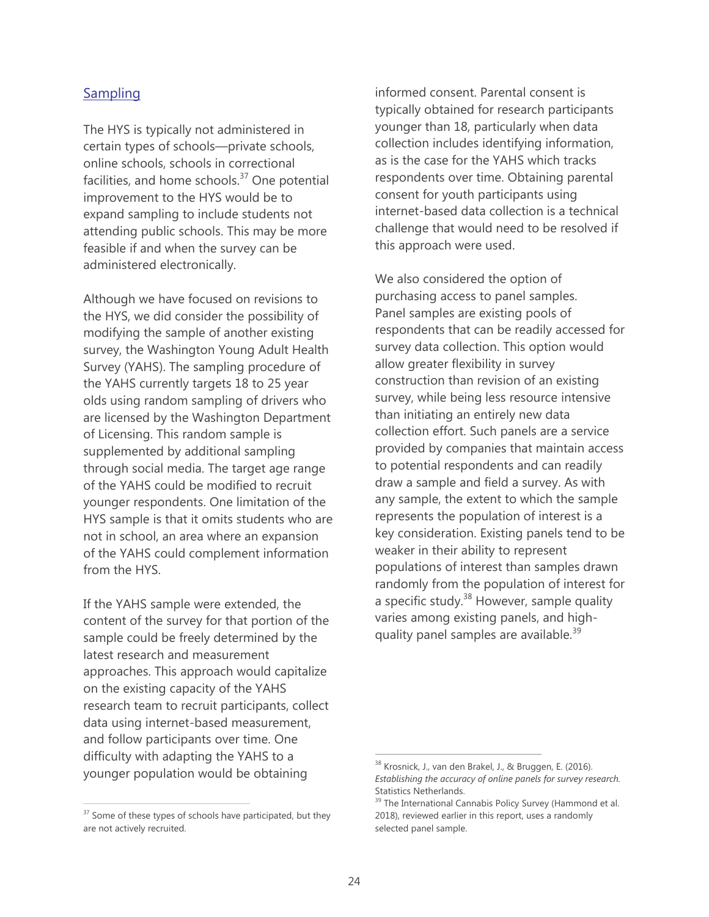## Sampling

The HYS is typically not administered in certain types of schools—private schools, online schools, schools in correctional facilities, and home schools.[37] One potential improvement to the HYS would be to expand sampling to include students not attending public schools. This may be more feasible if and when the survey can be administered electronically.

Although we have focused on revisions to the HYS, we did consider the possibility of modifying the sample of another existing survey, the Washington Young Adult Health Survey (YAHS). The sampling procedure of the YAHS currently targets 18 to 25 year olds using random sampling of drivers who are licensed by the Washington Department of Licensing. This random sample is supplemented by additional sampling through social media. The target age range of the YAHS could be modified to recruit younger respondents. One limitation of the HYS sample is that it omits students who are not in school, an area where an expansion of the YAHS could complement information from the HYS.

If the YAHS sample were extended, the content of the survey for that portion of the sample could be freely determined by the latest research and measurement approaches. This approach would capitalize on the existing capacity of the YAHS research team to recruit participants, collect data using internet-based measurement, and follow participants over time. One difficulty with adapting the YAHS to a younger population would be obtaining informed consent. Parental consent is typically obtained for research participants younger than 18, particularly when data collection includes identifying information, as is the case for the YAHS which tracks respondents over time. Obtaining parental consent for youth participants using internet-based data collection is a technical challenge that would need to be resolved if this approach were used.

We also considered the option of purchasing access to panel samples. Panel samples are existing pools of respondents that can be readily accessed for survey data collection. This option would allow greater flexibility in survey construction than revision of an existing survey, while being less resource intensive than initiating an entirely new data collection effort. Such panels are a service provided by companies that maintain access to potential respondents and can readily draw a sample and field a survey. As with any sample, the extent to which the sample represents the population of interest is a key consideration. Existing panels tend to be weaker in their ability to represent populations of interest than samples drawn randomly from the population of interest for a specific study.[38] However, sample quality varies among existing panels, and high-quality panel samples are available.[39]

---

[37] Some of these types of schools have participated, but they are not actively recruited.

[38] Krosnick, J., van den Brakel, J., & Bruggen, E. (2016). *Establishing the accuracy of online panels for survey research.* Statistics Netherlands.

[39] The International Cannabis Policy Survey (Hammond et al. 2018), reviewed earlier in this report, uses a randomly selected panel sample.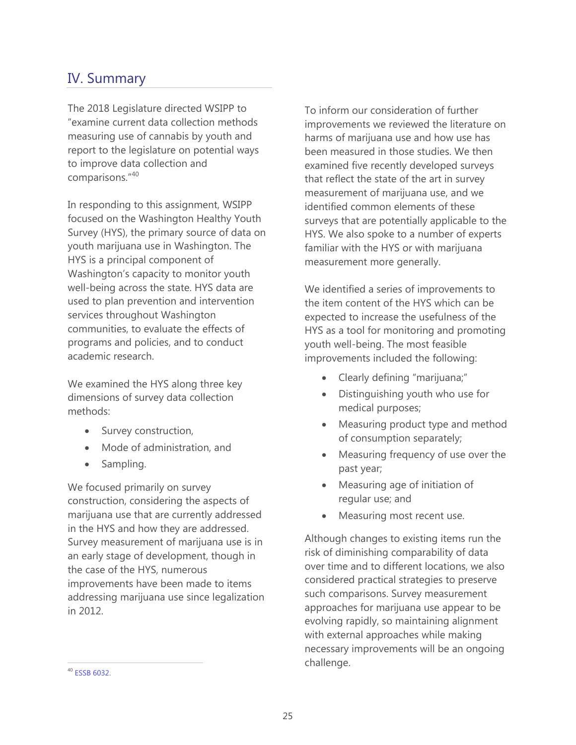## IV. Summary

The 2018 Legislature directed WSIPP to "examine current data collection methods measuring use of cannabis by youth and report to the legislature on potential ways to improve data collection and comparisons."[40]

In responding to this assignment, WSIPP focused on the Washington Healthy Youth Survey (HYS), the primary source of data on youth marijuana use in Washington. The HYS is a principal component of Washington's capacity to monitor youth well-being across the state. HYS data are used to plan prevention and intervention services throughout Washington communities, to evaluate the effects of programs and policies, and to conduct academic research.

We examined the HYS along three key dimensions of survey data collection methods:

- Survey construction,
- Mode of administration, and
- Sampling.

We focused primarily on survey construction, considering the aspects of marijuana use that are currently addressed in the HYS and how they are addressed. Survey measurement of marijuana use is in an early stage of development, though in the case of the HYS, numerous improvements have been made to items addressing marijuana use since legalization in 2012.

To inform our consideration of further improvements we reviewed the literature on harms of marijuana use and how use has been measured in those studies. We then examined five recently developed surveys that reflect the state of the art in survey measurement of marijuana use, and we identified common elements of these surveys that are potentially applicable to the HYS. We also spoke to a number of experts familiar with the HYS or with marijuana measurement more generally.

We identified a series of improvements to the item content of the HYS which can be expected to increase the usefulness of the HYS as a tool for monitoring and promoting youth well-being. The most feasible improvements included the following:

- Clearly defining "marijuana;"
- Distinguishing youth who use for medical purposes;
- Measuring product type and method of consumption separately;
- Measuring frequency of use over the past year;
- Measuring age of initiation of regular use; and
- Measuring most recent use.

Although changes to existing items run the risk of diminishing comparability of data over time and to different locations, we also considered practical strategies to preserve such comparisons. Survey measurement approaches for marijuana use appear to be evolving rapidly, so maintaining alignment with external approaches while making necessary improvements will be an ongoing challenge.

[40] ESSB 6032.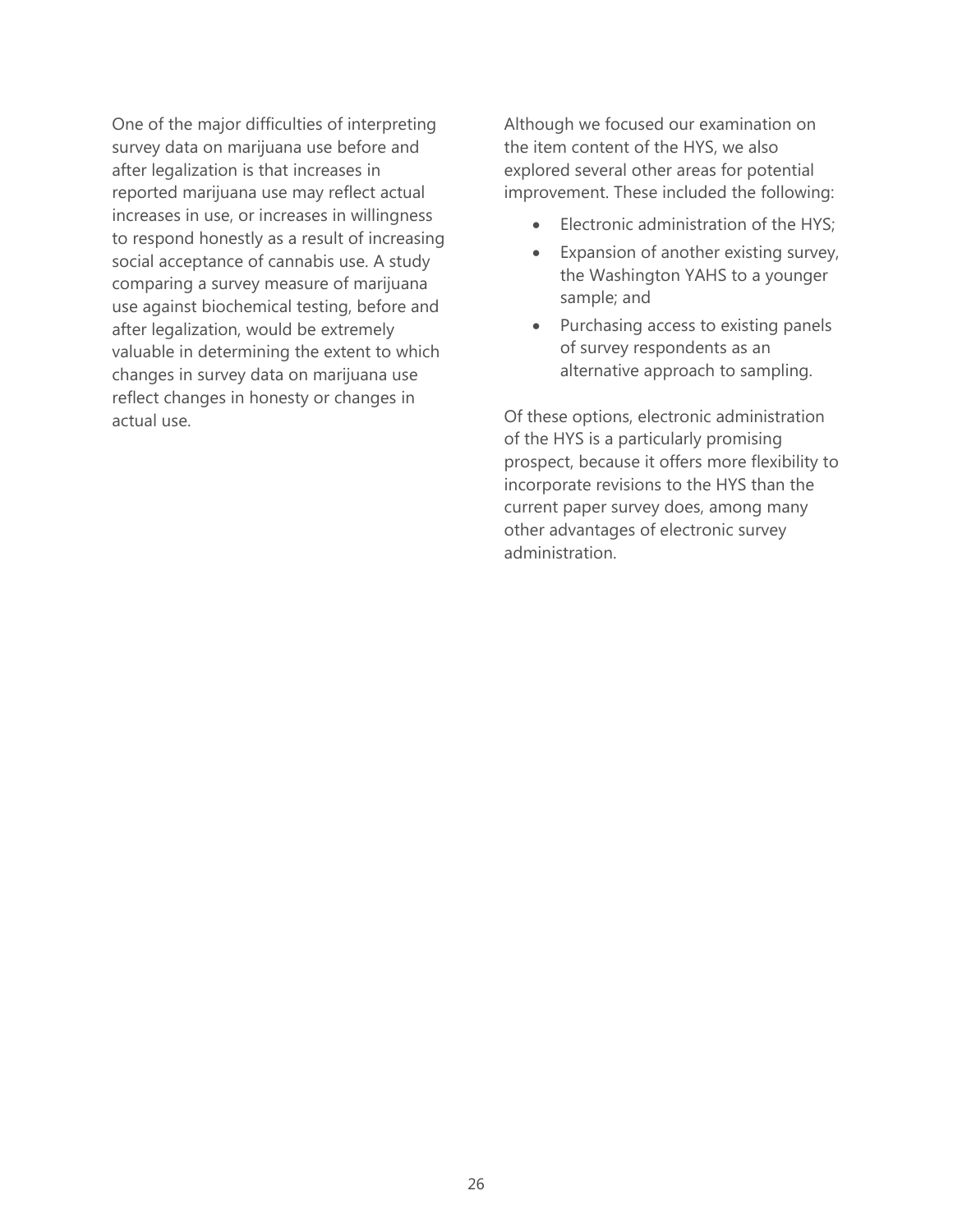One of the major difficulties of interpreting survey data on marijuana use before and after legalization is that increases in reported marijuana use may reflect actual increases in use, or increases in willingness to respond honestly as a result of increasing social acceptance of cannabis use. A study comparing a survey measure of marijuana use against biochemical testing, before and after legalization, would be extremely valuable in determining the extent to which changes in survey data on marijuana use reflect changes in honesty or changes in actual use.

Although we focused our examination on the item content of the HYS, we also explored several other areas for potential improvement. These included the following:

- Electronic administration of the HYS;
- Expansion of another existing survey, the Washington YAHS to a younger sample; and
- Purchasing access to existing panels of survey respondents as an alternative approach to sampling.

Of these options, electronic administration of the HYS is a particularly promising prospect, because it offers more flexibility to incorporate revisions to the HYS than the current paper survey does, among many other advantages of electronic survey administration.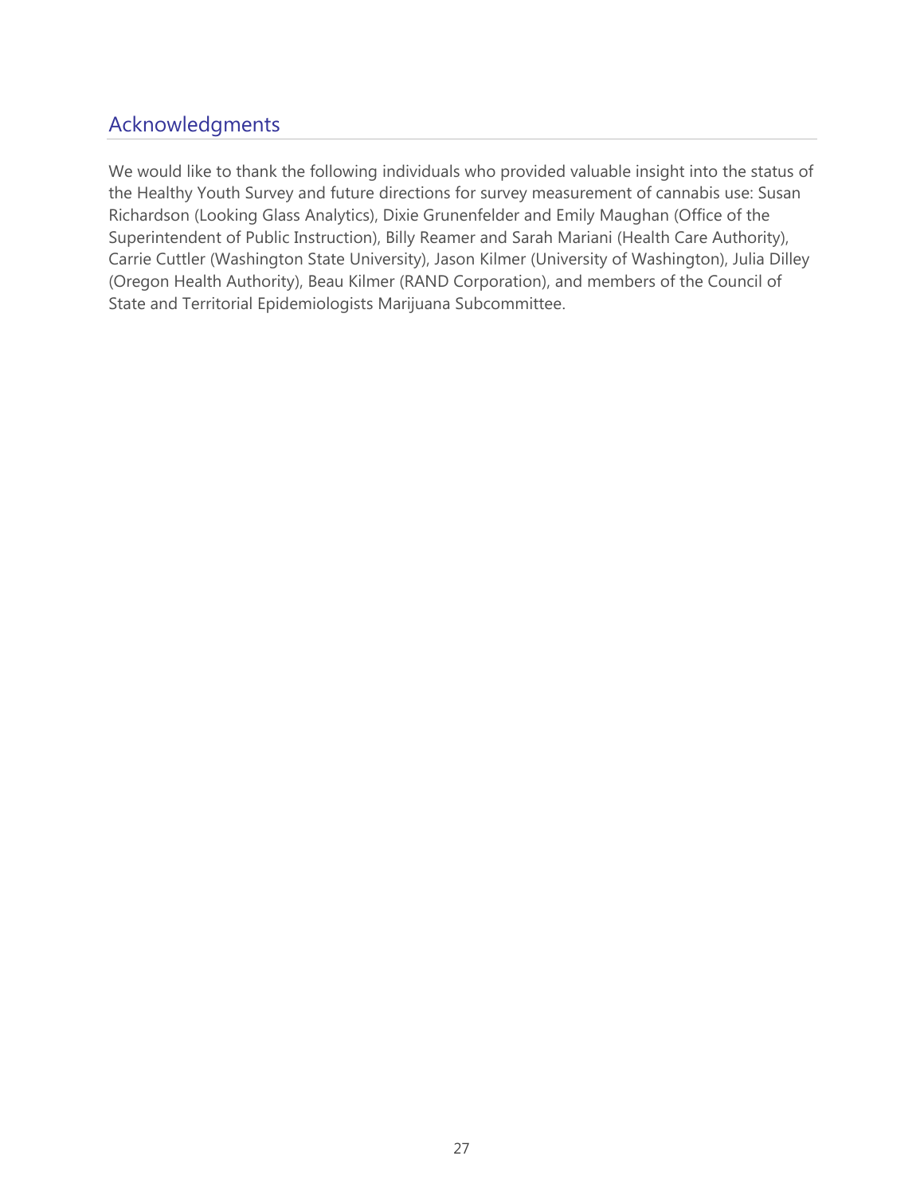## Acknowledgments

We would like to thank the following individuals who provided valuable insight into the status of the Healthy Youth Survey and future directions for survey measurement of cannabis use: Susan Richardson (Looking Glass Analytics), Dixie Grunenfelder and Emily Maughan (Office of the Superintendent of Public Instruction), Billy Reamer and Sarah Mariani (Health Care Authority), Carrie Cuttler (Washington State University), Jason Kilmer (University of Washington), Julia Dilley (Oregon Health Authority), Beau Kilmer (RAND Corporation), and members of the Council of State and Territorial Epidemiologists Marijuana Subcommittee.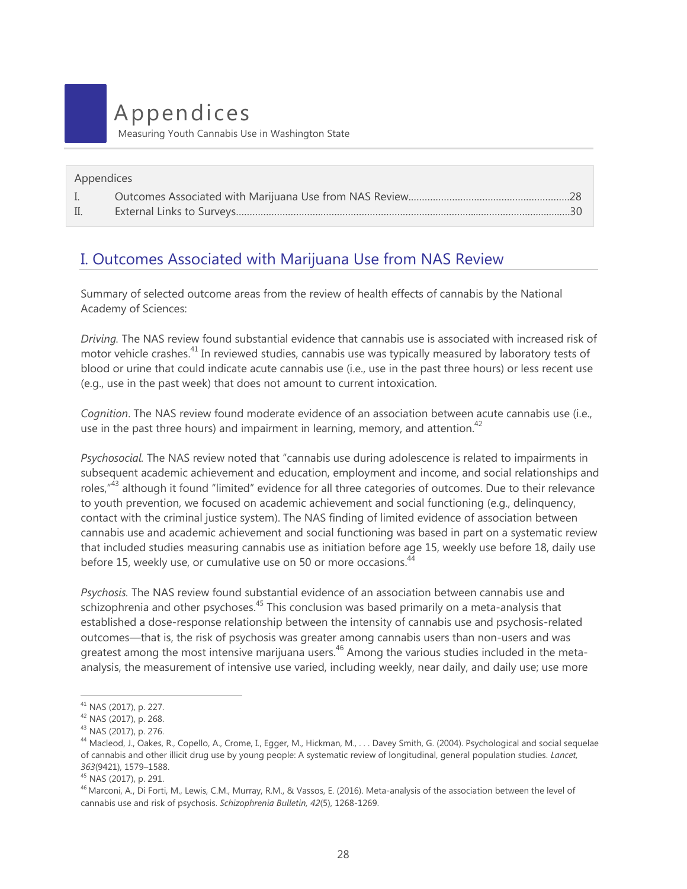# Appendices

Measuring Youth Cannabis Use in Washington State

| Appendices | | |
|---|---|---|
| I. | Outcomes Associated with Marijuana Use from NAS Review | 28 |
| II. | External Links to Surveys | 30 |

## I. Outcomes Associated with Marijuana Use from NAS Review

Summary of selected outcome areas from the review of health effects of cannabis by the National Academy of Sciences:

*Driving.* The NAS review found substantial evidence that cannabis use is associated with increased risk of motor vehicle crashes.[41] In reviewed studies, cannabis use was typically measured by laboratory tests of blood or urine that could indicate acute cannabis use (i.e., use in the past three hours) or less recent use (e.g., use in the past week) that does not amount to current intoxication.

*Cognition*. The NAS review found moderate evidence of an association between acute cannabis use (i.e., use in the past three hours) and impairment in learning, memory, and attention.[42]

*Psychosocial.* The NAS review noted that "cannabis use during adolescence is related to impairments in subsequent academic achievement and education, employment and income, and social relationships and roles,"[43] although it found "limited" evidence for all three categories of outcomes. Due to their relevance to youth prevention, we focused on academic achievement and social functioning (e.g., delinquency, contact with the criminal justice system). The NAS finding of limited evidence of association between cannabis use and academic achievement and social functioning was based in part on a systematic review that included studies measuring cannabis use as initiation before age 15, weekly use before 18, daily use before 15, weekly use, or cumulative use on 50 or more occasions.[44]

*Psychosis.* The NAS review found substantial evidence of an association between cannabis use and schizophrenia and other psychoses.[45] This conclusion was based primarily on a meta-analysis that established a dose-response relationship between the intensity of cannabis use and psychosis-related outcomes—that is, the risk of psychosis was greater among cannabis users than non-users and was greatest among the most intensive marijuana users.[46] Among the various studies included in the meta-analysis, the measurement of intensive use varied, including weekly, near daily, and daily use; use more

---

[41] NAS (2017), p. 227.

[42] NAS (2017), p. 268.

[43] NAS (2017), p. 276.

[44] Macleod, J., Oakes, R., Copello, A., Crome, I., Egger, M., Hickman, M., . . . Davey Smith, G. (2004). Psychological and social sequelae of cannabis and other illicit drug use by young people: A systematic review of longitudinal, general population studies. *Lancet, 363*(9421), 1579–1588.

[45] NAS (2017), p. 291.

[46] Marconi, A., Di Forti, M., Lewis, C.M., Murray, R.M., & Vassos, E. (2016). Meta-analysis of the association between the level of cannabis use and risk of psychosis. *Schizophrenia Bulletin, 42*(5), 1268-1269.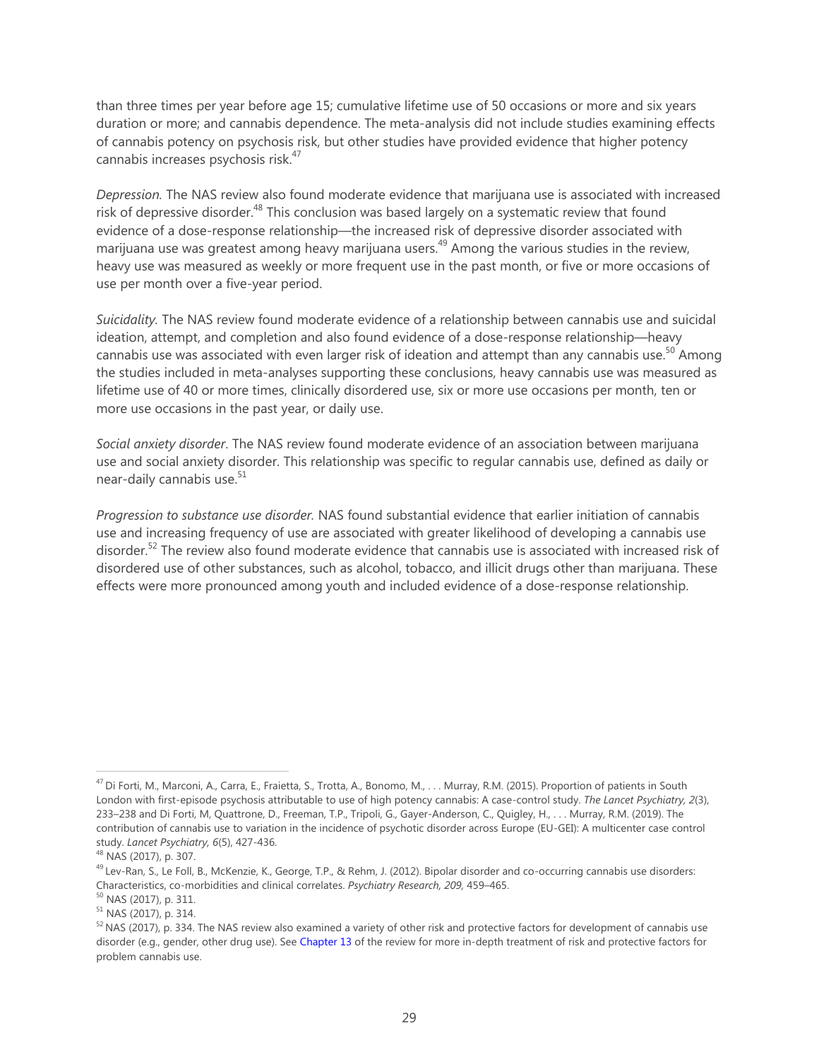than three times per year before age 15; cumulative lifetime use of 50 occasions or more and six years duration or more; and cannabis dependence. The meta-analysis did not include studies examining effects of cannabis potency on psychosis risk, but other studies have provided evidence that higher potency cannabis increases psychosis risk.[47]

*Depression.* The NAS review also found moderate evidence that marijuana use is associated with increased risk of depressive disorder.[48] This conclusion was based largely on a systematic review that found evidence of a dose-response relationship—the increased risk of depressive disorder associated with marijuana use was greatest among heavy marijuana users.[49] Among the various studies in the review, heavy use was measured as weekly or more frequent use in the past month, or five or more occasions of use per month over a five-year period.

*Suicidality.* The NAS review found moderate evidence of a relationship between cannabis use and suicidal ideation, attempt, and completion and also found evidence of a dose-response relationship—heavy cannabis use was associated with even larger risk of ideation and attempt than any cannabis use.[50] Among the studies included in meta-analyses supporting these conclusions, heavy cannabis use was measured as lifetime use of 40 or more times, clinically disordered use, six or more use occasions per month, ten or more use occasions in the past year, or daily use.

*Social anxiety disorder*. The NAS review found moderate evidence of an association between marijuana use and social anxiety disorder. This relationship was specific to regular cannabis use, defined as daily or near-daily cannabis use.[51]

*Progression to substance use disorder.* NAS found substantial evidence that earlier initiation of cannabis use and increasing frequency of use are associated with greater likelihood of developing a cannabis use disorder.[52] The review also found moderate evidence that cannabis use is associated with increased risk of disordered use of other substances, such as alcohol, tobacco, and illicit drugs other than marijuana. These effects were more pronounced among youth and included evidence of a dose-response relationship.

---

[47] Di Forti, M., Marconi, A., Carra, E., Fraietta, S., Trotta, A., Bonomo, M., . . . Murray, R.M. (2015). Proportion of patients in South London with first-episode psychosis attributable to use of high potency cannabis: A case-control study. *The Lancet Psychiatry, 2*(3), 233–238 and Di Forti, M, Quattrone, D., Freeman, T.P., Tripoli, G., Gayer-Anderson, C., Quigley, H., . . . Murray, R.M. (2019). The contribution of cannabis use to variation in the incidence of psychotic disorder across Europe (EU-GEI): A multicenter case control study. *Lancet Psychiatry, 6*(5), 427-436.

[48] NAS (2017), p. 307.

[49] Lev-Ran, S., Le Foll, B., McKenzie, K., George, T.P., & Rehm, J. (2012). Bipolar disorder and co-occurring cannabis use disorders: Characteristics, co-morbidities and clinical correlates. *Psychiatry Research, 209,* 459–465.

[50] NAS (2017), p. 311.

[51] NAS (2017), p. 314.

[52] NAS (2017), p. 334. The NAS review also examined a variety of other risk and protective factors for development of cannabis use disorder (e.g., gender, other drug use). See Chapter 13 of the review for more in-depth treatment of risk and protective factors for problem cannabis use.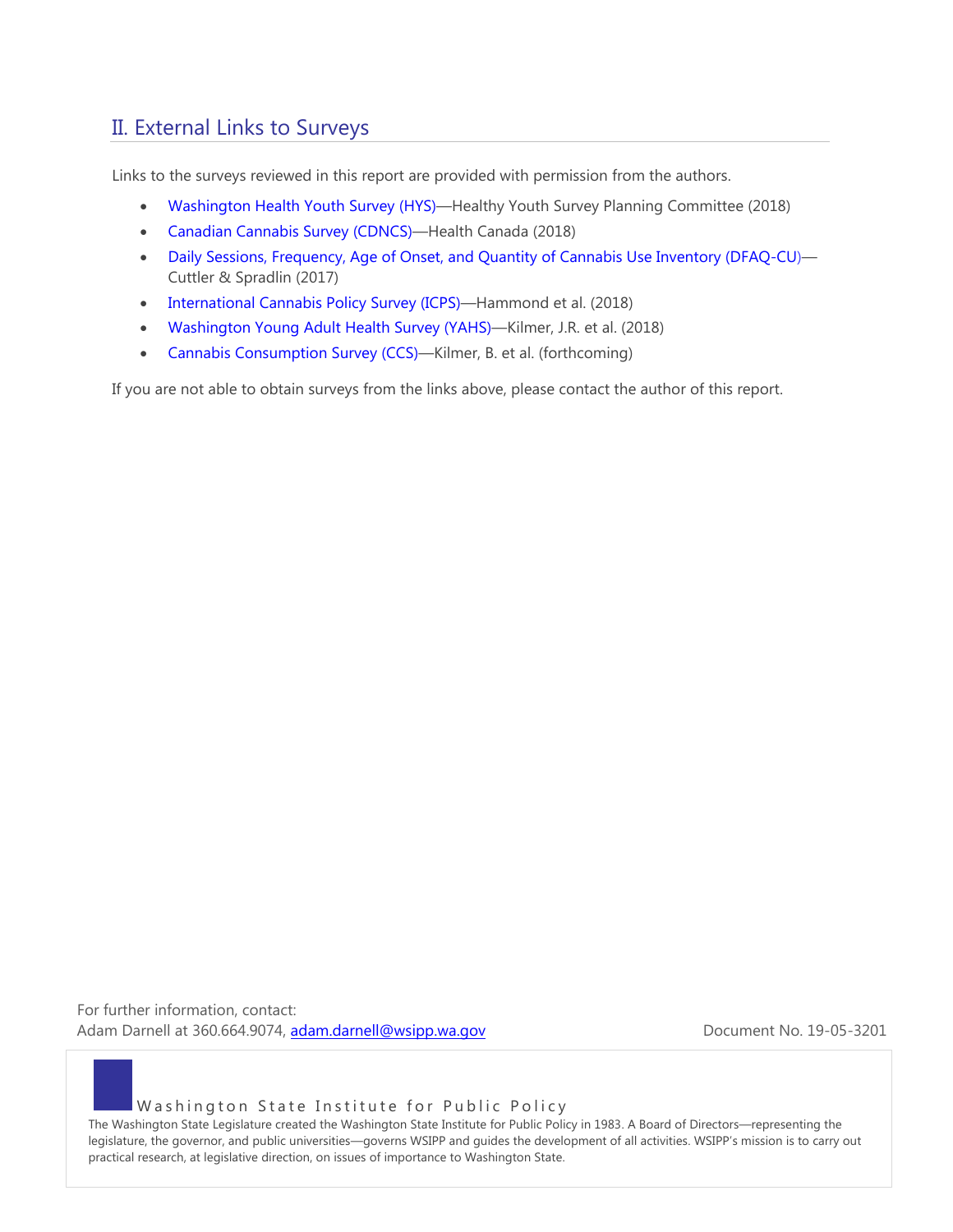## II. External Links to Surveys

Links to the surveys reviewed in this report are provided with permission from the authors.

- Washington Health Youth Survey (HYS)—Healthy Youth Survey Planning Committee (2018)
- Canadian Cannabis Survey (CDNCS)—Health Canada (2018)
- Daily Sessions, Frequency, Age of Onset, and Quantity of Cannabis Use Inventory (DFAQ-CU)—Cuttler & Spradlin (2017)
- International Cannabis Policy Survey (ICPS)—Hammond et al. (2018)
- Washington Young Adult Health Survey (YAHS)—Kilmer, J.R. et al. (2018)
- Cannabis Consumption Survey (CCS)—Kilmer, B. et al. (forthcoming)

If you are not able to obtain surveys from the links above, please contact the author of this report.

For further information, contact:
Adam Darnell at 360.664.9074, adam.darnell@wsipp.wa.gov

Document No. 19-05-3201

Washington State Institute for Public Policy

The Washington State Legislature created the Washington State Institute for Public Policy in 1983. A Board of Directors—representing the legislature, the governor, and public universities—governs WSIPP and guides the development of all activities. WSIPP's mission is to carry out practical research, at legislative direction, on issues of importance to Washington State.